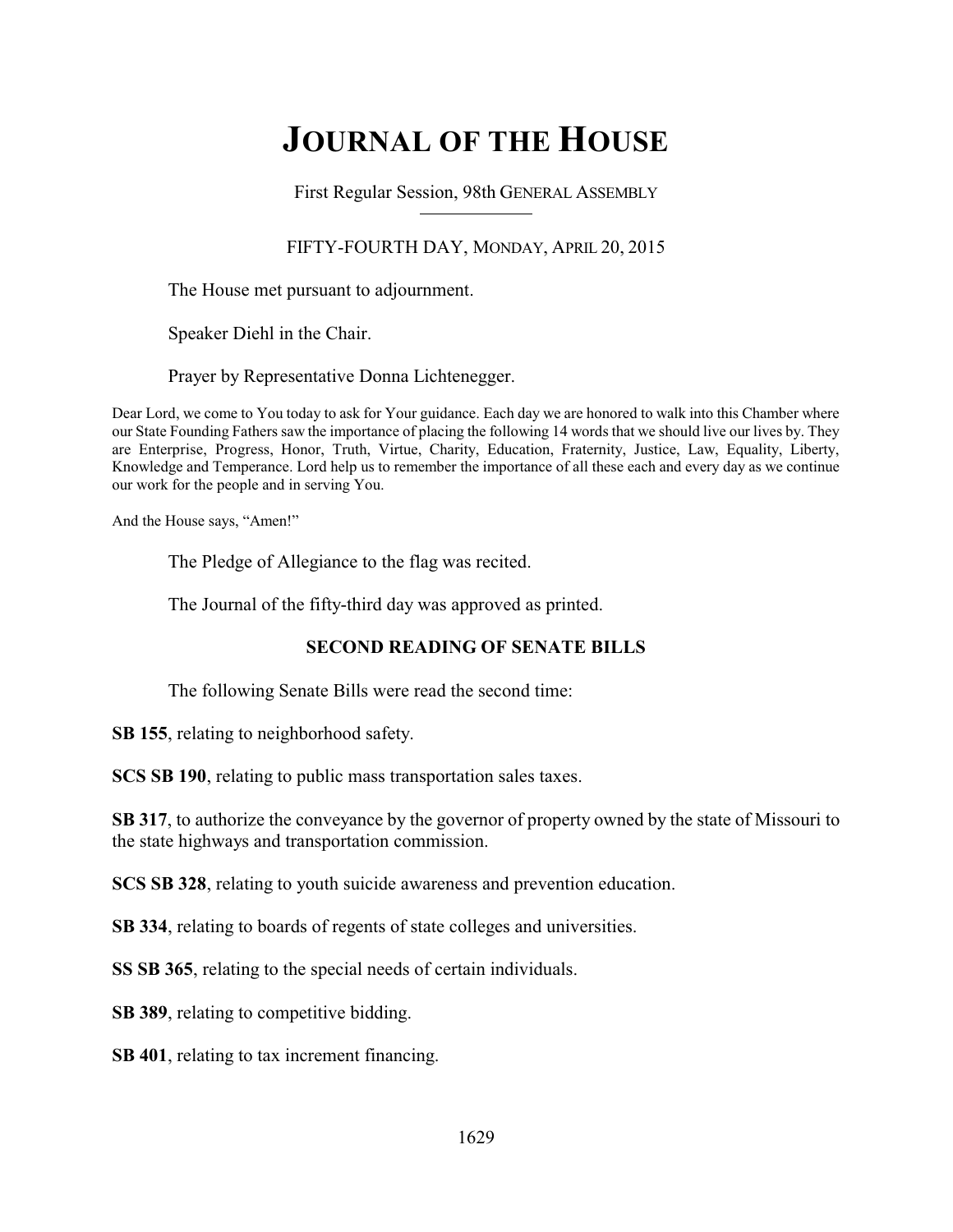# JOURNAL OF THE HOUSE

First Regular Session, 98th GENERAL ASSEMBLY

FIFTY-FOURTH DAY, MONDAY, APRIL 20, 2015

The House met pursuant to adjournment.

Speaker Diehl in the Chair.

Prayer by Representative Donna Lichtenegger.

Dear Lord, we come to You today to ask for Your guidance. Each day we are honored to walk into this Chamber where our State Founding Fathers saw the importance of placing the following 14 words that we should live our lives by. They are Enterprise, Progress, Honor, Truth, Virtue, Charity, Education, Fraternity, Justice, Law, Equality, Liberty, Knowledge and Temperance. Lord help us to remember the importance of all these each and every day as we continue our work for the people and in serving You.

And the House says, "Amen!"

The Pledge of Allegiance to the flag was recited.

The Journal of the fifty-third day was approved as printed.

## SECOND READING OF SENATE BILLS

The following Senate Bills were read the second time:

**SB 155**, relating to neighborhood safety.

**SCS SB 190**, relating to public mass transportation sales taxes.

**SB 317**, to authorize the conveyance by the governor of property owned by the state of Missouri to the state highways and transportation commission.

**SCS SB 328**, relating to youth suicide awareness and prevention education.

**SB 334**, relating to boards of regents of state colleges and universities.

**SS SB 365**, relating to the special needs of certain individuals.

**SB 389**, relating to competitive bidding.

**SB 401**, relating to tax increment financing.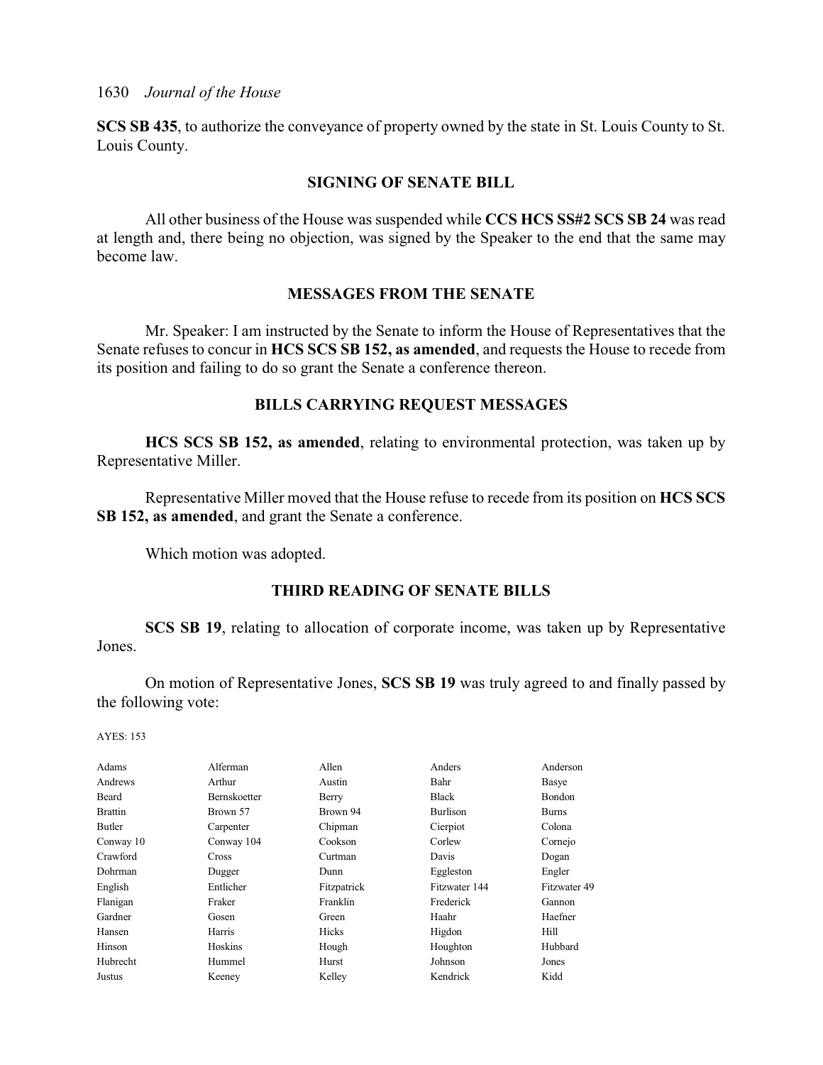**SCS SB 435**, to authorize the conveyance of property owned by the state in St. Louis County to St. Louis County.

## SIGNING OF SENATE BILL

All other business of the House was suspended while **CCS HCS SS#2 SCS SB 24** was read at length and, there being no objection, was signed by the Speaker to the end that the same may become law.

## MESSAGES FROM THE SENATE

Mr. Speaker: I am instructed by the Senate to inform the House of Representatives that the Senate refuses to concur in **HCS SCS SB 152, as amended**, and requests the House to recede from its position and failing to do so grant the Senate a conference thereon.

## BILLS CARRYING REQUEST MESSAGES

**HCS SCS SB 152, as amended**, relating to environmental protection, was taken up by Representative Miller.

Representative Miller moved that the House refuse to recede from its position on **HCS SCS SB 152, as amended**, and grant the Senate a conference.

Which motion was adopted.

## THIRD READING OF SENATE BILLS

**SCS SB 19**, relating to allocation of corporate income, was taken up by Representative Jones.

On motion of Representative Jones, **SCS SB 19** was truly agreed to and finally passed by the following vote:

AYES: 153

| | | | | |
|---|---|---|---|---|
| Adams | Alferman | Allen | Anders | Anderson |
| Andrews | Arthur | Austin | Bahr | Basye |
| Beard | Bernskoetter | Berry | Black | Bondon |
| Brattin | Brown 57 | Brown 94 | Burlison | Burns |
| Butler | Carpenter | Chipman | Cierpiot | Colona |
| Conway 10 | Conway 104 | Cookson | Corlew | Cornejo |
| Crawford | Cross | Curtman | Davis | Dogan |
| Dohrman | Dugger | Dunn | Eggleston | Engler |
| English | Entlicher | Fitzpatrick | Fitzwater 144 | Fitzwater 49 |
| Flanigan | Fraker | Franklin | Frederick | Gannon |
| Gardner | Gosen | Green | Haahr | Haefner |
| Hansen | Harris | Hicks | Higdon | Hill |
| Hinson | Hoskins | Hough | Houghton | Hubbard |
| Hubrecht | Hummel | Hurst | Johnson | Jones |
| Justus | Keeney | Kelley | Kendrick | Kidd |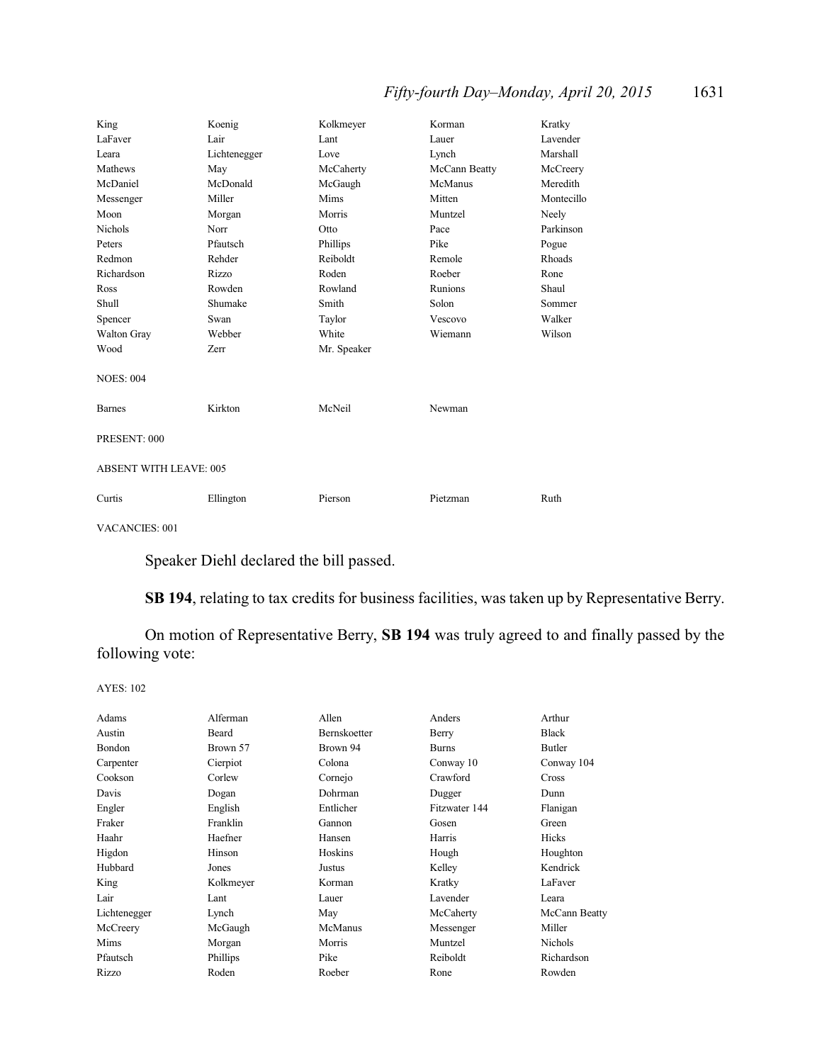| | | | | |
|---|---|---|---|---|
| King | Koenig | Kolkmeyer | Korman | Kratky |
| LaFaver | Lair | Lant | Lauer | Lavender |
| Leara | Lichtenegger | Love | Lynch | Marshall |
| Mathews | May | McCaherty | McCann Beatty | McCreery |
| McDaniel | McDonald | McGaugh | McManus | Meredith |
| Messenger | Miller | Mims | Mitten | Montecillo |
| Moon | Morgan | Morris | Muntzel | Neely |
| Nichols | Norr | Otto | Pace | Parkinson |
| Peters | Pfautsch | Phillips | Pike | Pogue |
| Redmon | Rehder | Reiboldt | Remole | Rhoads |
| Richardson | Rizzo | Roden | Roeber | Rone |
| Ross | Rowden | Rowland | Runions | Shaul |
| Shull | Shumake | Smith | Solon | Sommer |
| Spencer | Swan | Taylor | Vescovo | Walker |
| Walton Gray | Webber | White | Wiemann | Wilson |
| Wood | Zerr | Mr. Speaker | | |

NOES: 004

| | | | |
|---|---|---|---|
| Barnes | Kirkton | McNeil | Newman |

PRESENT: 000

ABSENT WITH LEAVE: 005

| | | | | |
|---|---|---|---|---|
| Curtis | Ellington | Pierson | Pietzman | Ruth |

VACANCIES: 001

Speaker Diehl declared the bill passed.

**SB 194**, relating to tax credits for business facilities, was taken up by Representative Berry.

On motion of Representative Berry, **SB 194** was truly agreed to and finally passed by the following vote:

AYES: 102

| | | | | |
|---|---|---|---|---|
| Adams | Alferman | Allen | Anders | Arthur |
| Austin | Beard | Bernskoetter | Berry | Black |
| Bondon | Brown 57 | Brown 94 | Burns | Butler |
| Carpenter | Cierpiot | Colona | Conway 10 | Conway 104 |
| Cookson | Corlew | Cornejo | Crawford | Cross |
| Davis | Dogan | Dohrman | Dugger | Dunn |
| Engler | English | Entlicher | Fitzwater 144 | Flanigan |
| Fraker | Franklin | Gannon | Gosen | Green |
| Haahr | Haefner | Hansen | Harris | Hicks |
| Higdon | Hinson | Hoskins | Hough | Houghton |
| Hubbard | Jones | Justus | Kelley | Kendrick |
| King | Kolkmeyer | Korman | Kratky | LaFaver |
| Lair | Lant | Lauer | Lavender | Leara |
| Lichtenegger | Lynch | May | McCaherty | McCann Beatty |
| McCreery | McGaugh | McManus | Messenger | Miller |
| Mims | Morgan | Morris | Muntzel | Nichols |
| Pfautsch | Phillips | Pike | Reiboldt | Richardson |
| Rizzo | Roden | Roeber | Rone | Rowden |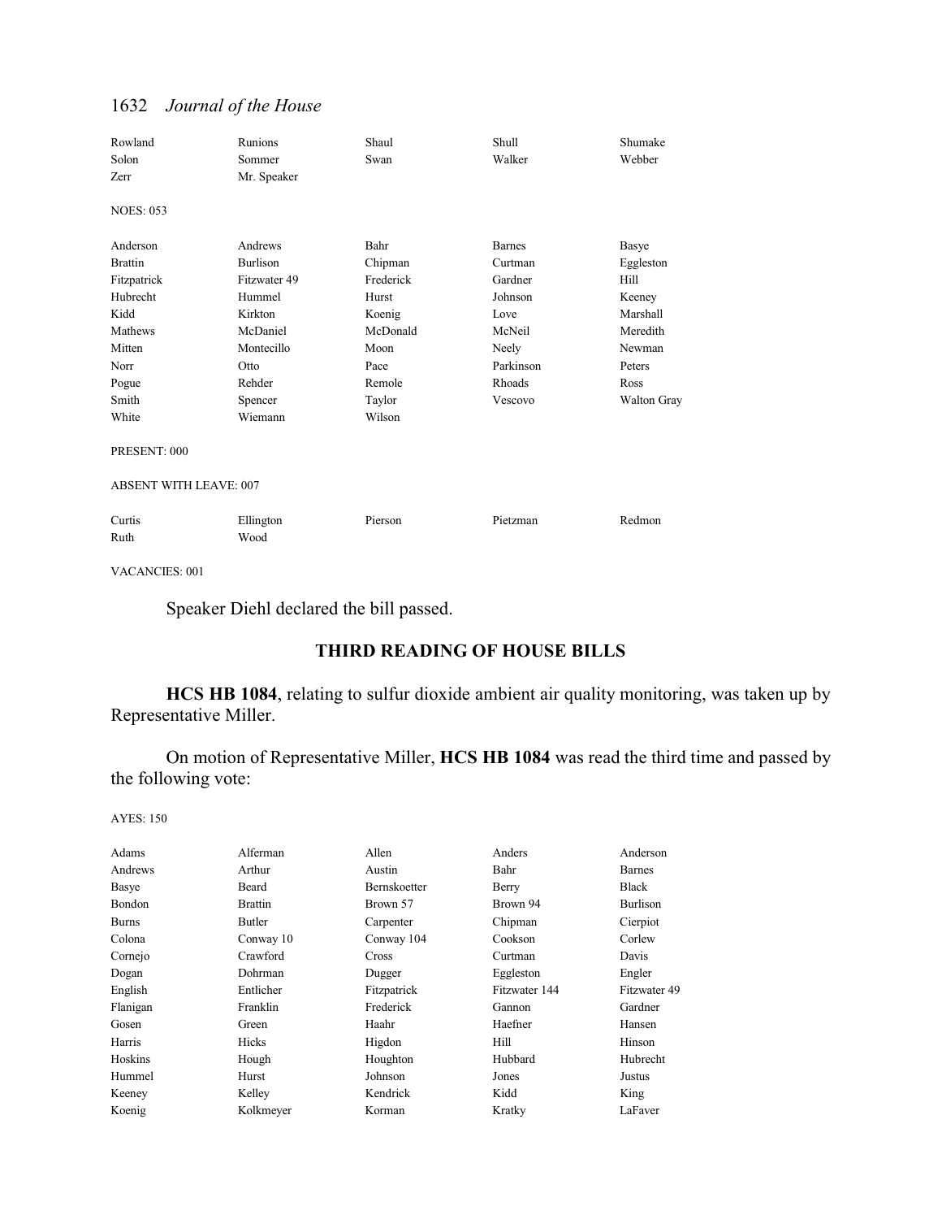| Rowland | Runions | Shaul | Shull | Shumake |
|---|---|---|---|---|
| Solon | Sommer | Swan | Walker | Webber |
| Zerr | Mr. Speaker | | | |

NOES: 053

| Anderson | Andrews | Bahr | Barnes | Basye |
|---|---|---|---|---|
| Brattin | Burlison | Chipman | Curtman | Eggleston |
| Fitzpatrick | Fitzwater 49 | Frederick | Gardner | Hill |
| Hubrecht | Hummel | Hurst | Johnson | Keeney |
| Kidd | Kirkton | Koenig | Love | Marshall |
| Mathews | McDaniel | McDonald | McNeil | Meredith |
| Mitten | Montecillo | Moon | Neely | Newman |
| Norr | Otto | Pace | Parkinson | Peters |
| Pogue | Rehder | Remole | Rhoads | Ross |
| Smith | Spencer | Taylor | Vescovo | Walton Gray |
| White | Wiemann | Wilson | | |

PRESENT: 000

ABSENT WITH LEAVE: 007

| Curtis | Ellington | Pierson | Pietzman | Redmon |
|---|---|---|---|---|
| Ruth | Wood | | | |

VACANCIES: 001

Speaker Diehl declared the bill passed.

## THIRD READING OF HOUSE BILLS

**HCS HB 1084**, relating to sulfur dioxide ambient air quality monitoring, was taken up by Representative Miller.

On motion of Representative Miller, **HCS HB 1084** was read the third time and passed by the following vote:

AYES: 150

| Adams | Alferman | Allen | Anders | Anderson |
|---|---|---|---|---|
| Andrews | Arthur | Austin | Bahr | Barnes |
| Basye | Beard | Bernskoetter | Berry | Black |
| Bondon | Brattin | Brown 57 | Brown 94 | Burlison |
| Burns | Butler | Carpenter | Chipman | Cierpiot |
| Colona | Conway 10 | Conway 104 | Cookson | Corlew |
| Cornejo | Crawford | Cross | Curtman | Davis |
| Dogan | Dohrman | Dugger | Eggleston | Engler |
| English | Entlicher | Fitzpatrick | Fitzwater 144 | Fitzwater 49 |
| Flanigan | Franklin | Frederick | Gannon | Gardner |
| Gosen | Green | Haahr | Haefner | Hansen |
| Harris | Hicks | Higdon | Hill | Hinson |
| Hoskins | Hough | Houghton | Hubbard | Hubrecht |
| Hummel | Hurst | Johnson | Jones | Justus |
| Keeney | Kelley | Kendrick | Kidd | King |
| Koenig | Kolkmeyer | Korman | Kratky | LaFaver |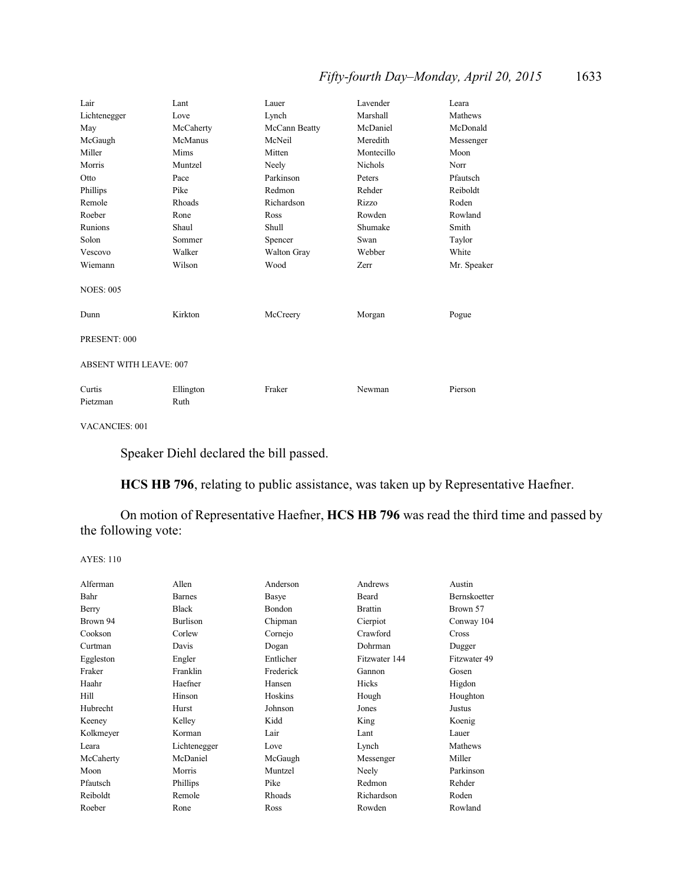| | | | | |
|---|---|---|---|---|
| Lair | Lant | Lauer | Lavender | Leara |
| Lichtenegger | Love | Lynch | Marshall | Mathews |
| May | McCaherty | McCann Beatty | McDaniel | McDonald |
| McGaugh | McManus | McNeil | Meredith | Messenger |
| Miller | Mims | Mitten | Montecillo | Moon |
| Morris | Muntzel | Neely | Nichols | Norr |
| Otto | Pace | Parkinson | Peters | Pfautsch |
| Phillips | Pike | Redmon | Rehder | Reiboldt |
| Remole | Rhoads | Richardson | Rizzo | Roden |
| Roeber | Rone | Ross | Rowden | Rowland |
| Runions | Shaul | Shull | Shumake | Smith |
| Solon | Sommer | Spencer | Swan | Taylor |
| Vescovo | Walker | Walton Gray | Webber | White |
| Wiemann | Wilson | Wood | Zerr | Mr. Speaker |

NOES: 005

| | | | | |
|---|---|---|---|---|
| Dunn | Kirkton | McCreery | Morgan | Pogue |

PRESENT: 000

ABSENT WITH LEAVE: 007

| | | | | |
|---|---|---|---|---|
| Curtis | Ellington | Fraker | Newman | Pierson |
| Pietzman | Ruth | | | |

VACANCIES: 001

Speaker Diehl declared the bill passed.

**HCS HB 796**, relating to public assistance, was taken up by Representative Haefner.

On motion of Representative Haefner, **HCS HB 796** was read the third time and passed by the following vote:

AYES: 110

| | | | | |
|---|---|---|---|---|
| Alferman | Allen | Anderson | Andrews | Austin |
| Bahr | Barnes | Basye | Beard | Bernskoetter |
| Berry | Black | Bondon | Brattin | Brown 57 |
| Brown 94 | Burlison | Chipman | Cierpiot | Conway 104 |
| Cookson | Corlew | Cornejo | Crawford | Cross |
| Curtman | Davis | Dogan | Dohrman | Dugger |
| Eggleston | Engler | Entlicher | Fitzwater 144 | Fitzwater 49 |
| Fraker | Franklin | Frederick | Gannon | Gosen |
| Haahr | Haefner | Hansen | Hicks | Higdon |
| Hill | Hinson | Hoskins | Hough | Houghton |
| Hubrecht | Hurst | Johnson | Jones | Justus |
| Keeney | Kelley | Kidd | King | Koenig |
| Kolkmeyer | Korman | Lair | Lant | Lauer |
| Leara | Lichtenegger | Love | Lynch | Mathews |
| McCaherty | McDaniel | McGaugh | Messenger | Miller |
| Moon | Morris | Muntzel | Neely | Parkinson |
| Pfautsch | Phillips | Pike | Redmon | Rehder |
| Reiboldt | Remole | Rhoads | Richardson | Roden |
| Roeber | Rone | Ross | Rowden | Rowland |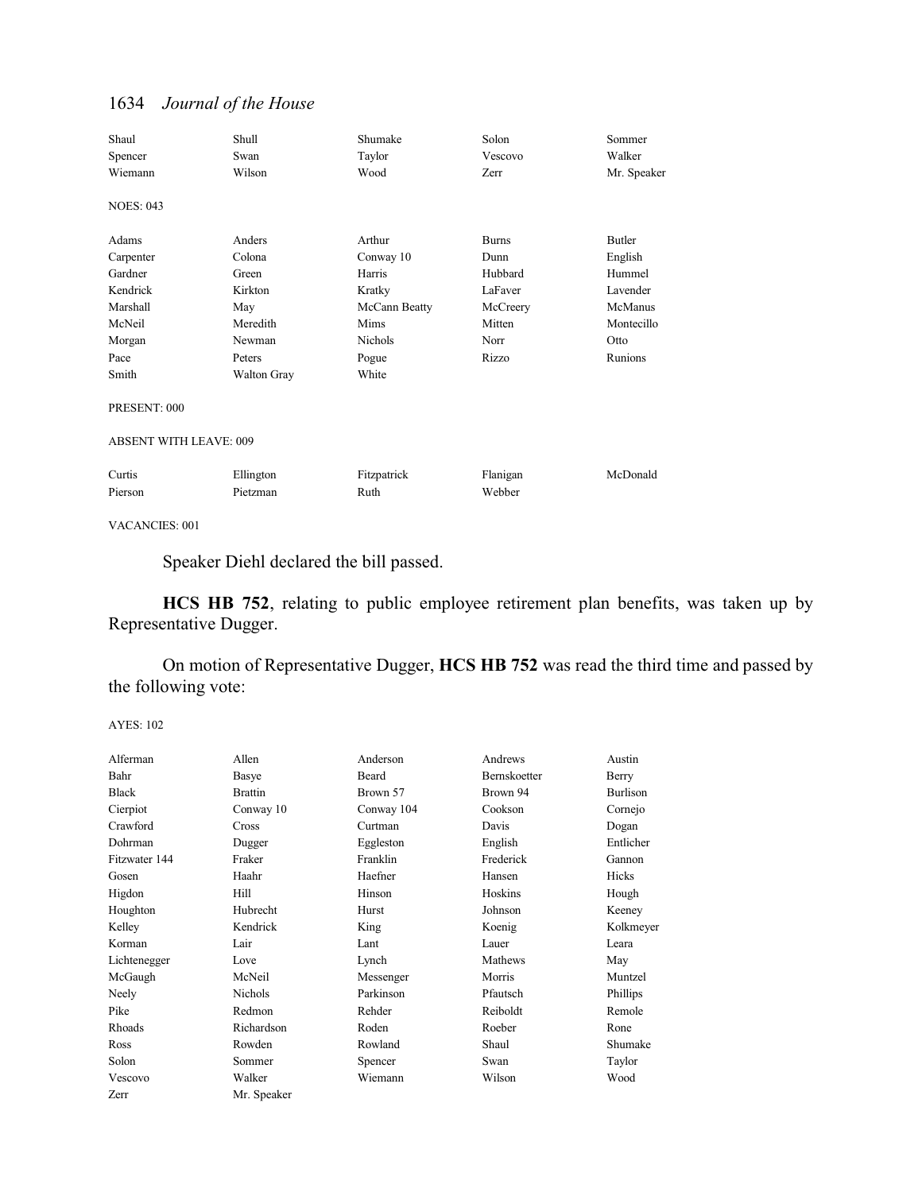| | | | | |
|---|---|---|---|---|
| Shaul | Shull | Shumake | Solon | Sommer |
| Spencer | Swan | Taylor | Vescovo | Walker |
| Wiemann | Wilson | Wood | Zerr | Mr. Speaker |

NOES: 043

| | | | | |
|---|---|---|---|---|
| Adams | Anders | Arthur | Burns | Butler |
| Carpenter | Colona | Conway 10 | Dunn | English |
| Gardner | Green | Harris | Hubbard | Hummel |
| Kendrick | Kirkton | Kratky | LaFaver | Lavender |
| Marshall | May | McCann Beatty | McCreery | McManus |
| McNeil | Meredith | Mims | Mitten | Montecillo |
| Morgan | Newman | Nichols | Norr | Otto |
| Pace | Peters | Pogue | Rizzo | Runions |
| Smith | Walton Gray | White | | |

PRESENT: 000

ABSENT WITH LEAVE: 009

| | | | | |
|---|---|---|---|---|
| Curtis | Ellington | Fitzpatrick | Flanigan | McDonald |
| Pierson | Pietzman | Ruth | Webber | |

VACANCIES: 001

Speaker Diehl declared the bill passed.

**HCS HB 752**, relating to public employee retirement plan benefits, was taken up by Representative Dugger.

On motion of Representative Dugger, **HCS HB 752** was read the third time and passed by the following vote:

AYES: 102

| | | | | |
|---|---|---|---|---|
| Alferman | Allen | Anderson | Andrews | Austin |
| Bahr | Basye | Beard | Bernskoetter | Berry |
| Black | Brattin | Brown 57 | Brown 94 | Burlison |
| Cierpiot | Conway 10 | Conway 104 | Cookson | Cornejo |
| Crawford | Cross | Curtman | Davis | Dogan |
| Dohrman | Dugger | Eggleston | English | Entlicher |
| Fitzwater 144 | Fraker | Franklin | Frederick | Gannon |
| Gosen | Haahr | Haefner | Hansen | Hicks |
| Higdon | Hill | Hinson | Hoskins | Hough |
| Houghton | Hubrecht | Hurst | Johnson | Keeney |
| Kelley | Kendrick | King | Koenig | Kolkmeyer |
| Korman | Lair | Lant | Lauer | Leara |
| Lichtenegger | Love | Lynch | Mathews | May |
| McGaugh | McNeil | Messenger | Morris | Muntzel |
| Neely | Nichols | Parkinson | Pfautsch | Phillips |
| Pike | Redmon | Rehder | Reiboldt | Remole |
| Rhoads | Richardson | Roden | Roeber | Rone |
| Ross | Rowden | Rowland | Shaul | Shumake |
| Solon | Sommer | Spencer | Swan | Taylor |
| Vescovo | Walker | Wiemann | Wilson | Wood |
| Zerr | Mr. Speaker | | | |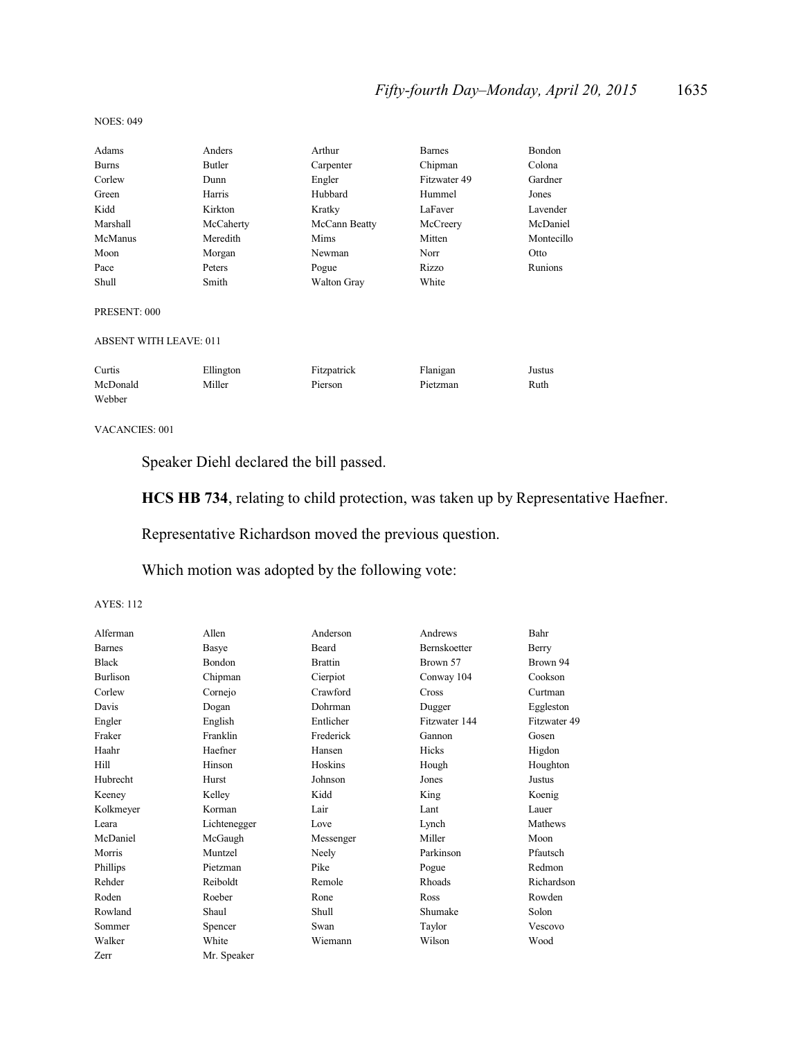NOES: 049

| | | | | |
|---|---|---|---|---|
| Adams | Anders | Arthur | Barnes | Bondon |
| Burns | Butler | Carpenter | Chipman | Colona |
| Corlew | Dunn | Engler | Fitzwater 49 | Gardner |
| Green | Harris | Hubbard | Hummel | Jones |
| Kidd | Kirkton | Kratky | LaFaver | Lavender |
| Marshall | McCaherty | McCann Beatty | McCreery | McDaniel |
| McManus | Meredith | Mims | Mitten | Montecillo |
| Moon | Morgan | Newman | Norr | Otto |
| Pace | Peters | Pogue | Rizzo | Runions |
| Shull | Smith | Walton Gray | White | |

PRESENT: 000

ABSENT WITH LEAVE: 011

| | | | | |
|---|---|---|---|---|
| Curtis | Ellington | Fitzpatrick | Flanigan | Justus |
| McDonald | Miller | Pierson | Pietzman | Ruth |
| Webber | | | | |

VACANCIES: 001

Speaker Diehl declared the bill passed.

**HCS HB 734**, relating to child protection, was taken up by Representative Haefner.

Representative Richardson moved the previous question.

Which motion was adopted by the following vote:

AYES: 112

| | | | | |
|---|---|---|---|---|
| Alferman | Allen | Anderson | Andrews | Bahr |
| Barnes | Basye | Beard | Bernskoetter | Berry |
| Black | Bondon | Brattin | Brown 57 | Brown 94 |
| Burlison | Chipman | Cierpiot | Conway 104 | Cookson |
| Corlew | Cornejo | Crawford | Cross | Curtman |
| Davis | Dogan | Dohrman | Dugger | Eggleston |
| Engler | English | Entlicher | Fitzwater 144 | Fitzwater 49 |
| Fraker | Franklin | Frederick | Gannon | Gosen |
| Haahr | Haefner | Hansen | Hicks | Higdon |
| Hill | Hinson | Hoskins | Hough | Houghton |
| Hubrecht | Hurst | Johnson | Jones | Justus |
| Keeney | Kelley | Kidd | King | Koenig |
| Kolkmeyer | Korman | Lair | Lant | Lauer |
| Leara | Lichtenegger | Love | Lynch | Mathews |
| McDaniel | McGaugh | Messenger | Miller | Moon |
| Morris | Muntzel | Neely | Parkinson | Pfautsch |
| Phillips | Pietzman | Pike | Pogue | Redmon |
| Rehder | Reiboldt | Remole | Rhoads | Richardson |
| Roden | Roeber | Rone | Ross | Rowden |
| Rowland | Shaul | Shull | Shumake | Solon |
| Sommer | Spencer | Swan | Taylor | Vescovo |
| Walker | White | Wiemann | Wilson | Wood |
| Zerr | Mr. Speaker | | | |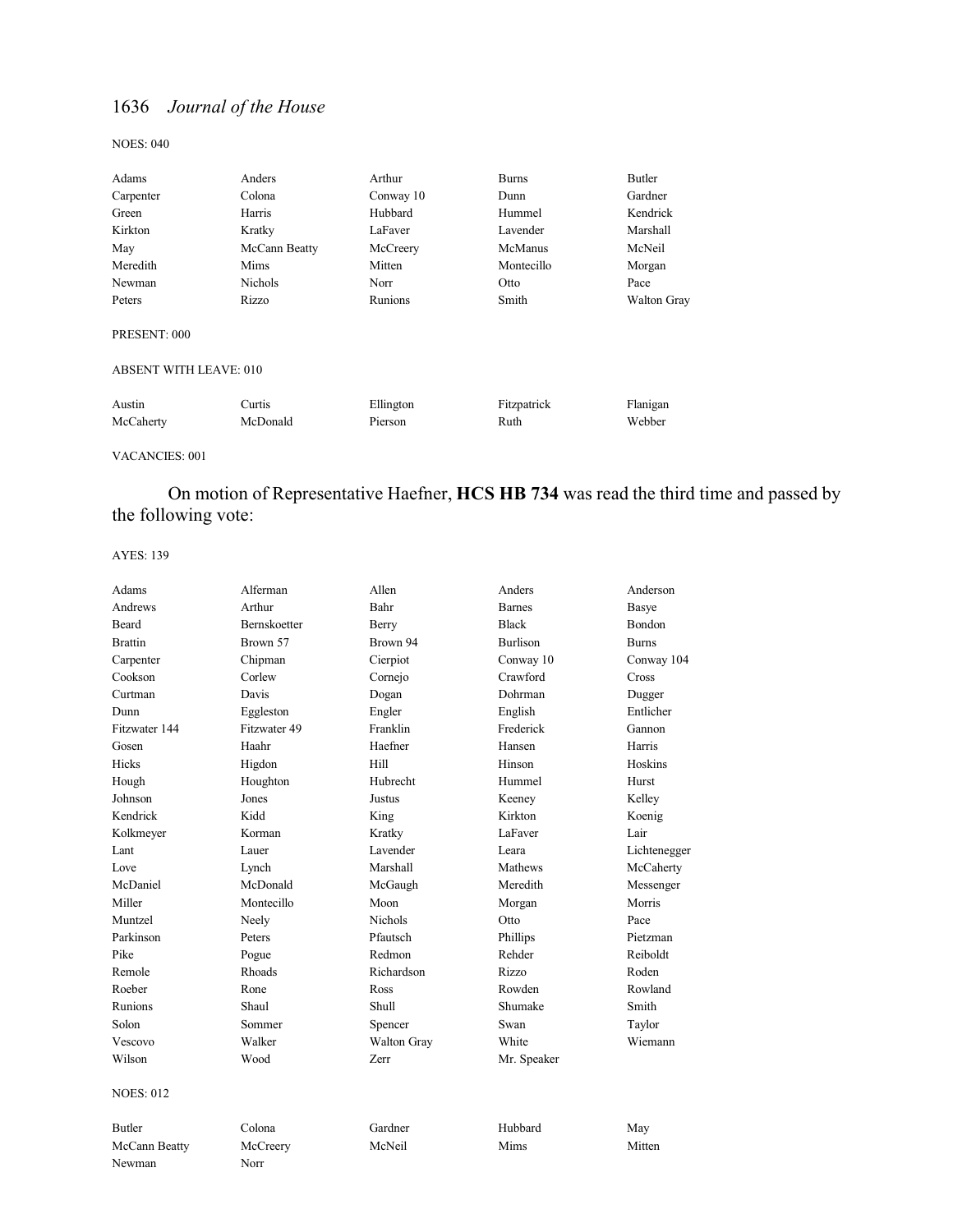NOES: 040

| | | | | |
|---|---|---|---|---|
| Adams | Anders | Arthur | Burns | Butler |
| Carpenter | Colona | Conway 10 | Dunn | Gardner |
| Green | Harris | Hubbard | Hummel | Kendrick |
| Kirkton | Kratky | LaFaver | Lavender | Marshall |
| May | McCann Beatty | McCreery | McManus | McNeil |
| Meredith | Mims | Mitten | Montecillo | Morgan |
| Newman | Nichols | Norr | Otto | Pace |
| Peters | Rizzo | Runions | Smith | Walton Gray |

PRESENT: 000

ABSENT WITH LEAVE: 010

| | | | | |
|---|---|---|---|---|
| Austin | Curtis | Ellington | Fitzpatrick | Flanigan |
| McCaherty | McDonald | Pierson | Ruth | Webber |

VACANCIES: 001

On motion of Representative Haefner, **HCS HB 734** was read the third time and passed by the following vote:

AYES: 139

| | | | | |
|---|---|---|---|---|
| Adams | Alferman | Allen | Anders | Anderson |
| Andrews | Arthur | Bahr | Barnes | Basye |
| Beard | Bernskoetter | Berry | Black | Bondon |
| Brattin | Brown 57 | Brown 94 | Burlison | Burns |
| Carpenter | Chipman | Cierpiot | Conway 10 | Conway 104 |
| Cookson | Corlew | Cornejo | Crawford | Cross |
| Curtman | Davis | Dogan | Dohrman | Dugger |
| Dunn | Eggleston | Engler | English | Entlicher |
| Fitzwater 144 | Fitzwater 49 | Franklin | Frederick | Gannon |
| Gosen | Haahr | Haefner | Hansen | Harris |
| Hicks | Higdon | Hill | Hinson | Hoskins |
| Hough | Houghton | Hubrecht | Hummel | Hurst |
| Johnson | Jones | Justus | Keeney | Kelley |
| Kendrick | Kidd | King | Kirkton | Koenig |
| Kolkmeyer | Korman | Kratky | LaFaver | Lair |
| Lant | Lauer | Lavender | Leara | Lichtenegger |
| Love | Lynch | Marshall | Mathews | McCaherty |
| McDaniel | McDonald | McGaugh | Meredith | Messenger |
| Miller | Montecillo | Moon | Morgan | Morris |
| Muntzel | Neely | Nichols | Otto | Pace |
| Parkinson | Peters | Pfautsch | Phillips | Pietzman |
| Pike | Pogue | Redmon | Rehder | Reiboldt |
| Remole | Rhoads | Richardson | Rizzo | Roden |
| Roeber | Rone | Ross | Rowden | Rowland |
| Runions | Shaul | Shull | Shumake | Smith |
| Solon | Sommer | Spencer | Swan | Taylor |
| Vescovo | Walker | Walton Gray | White | Wiemann |
| Wilson | Wood | Zerr | Mr. Speaker | |

NOES: 012

| | | | | |
|---|---|---|---|---|
| Butler | Colona | Gardner | Hubbard | May |
| McCann Beatty | McCreery | McNeil | Mims | Mitten |
| Newman | Norr | | | |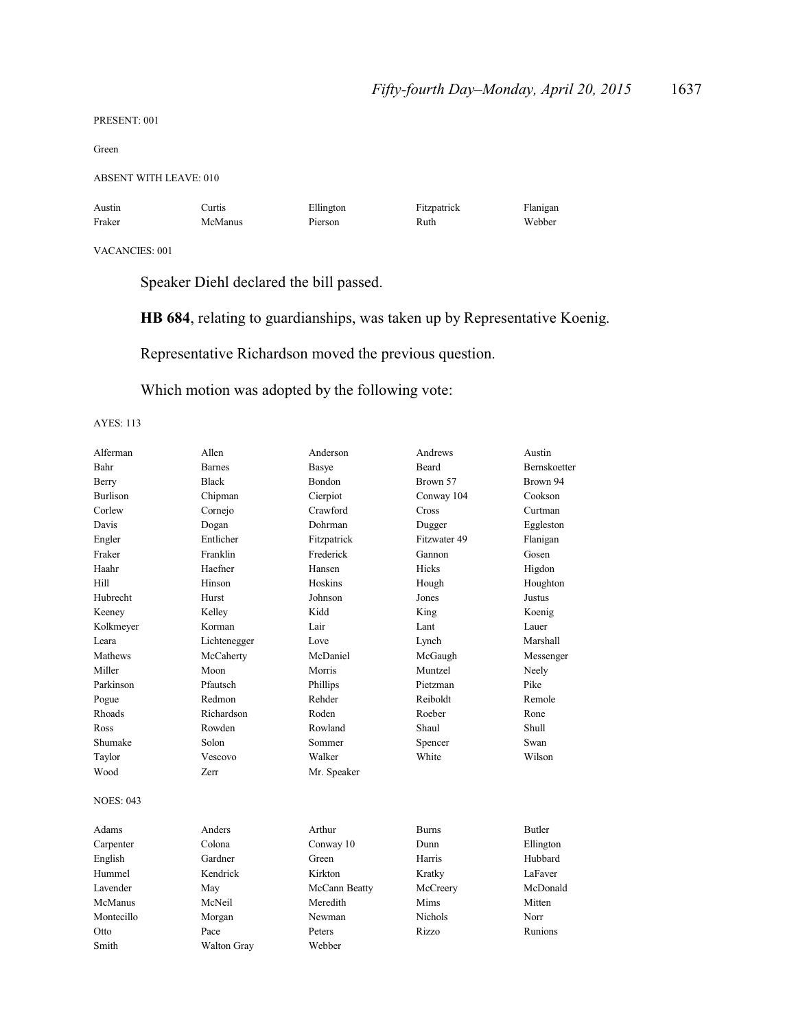PRESENT: 001

Green

ABSENT WITH LEAVE: 010

| | | | | |
|---|---|---|---|---|
| Austin | Curtis | Ellington | Fitzpatrick | Flanigan |
| Fraker | McManus | Pierson | Ruth | Webber |

VACANCIES: 001

Speaker Diehl declared the bill passed.

**HB 684**, relating to guardianships, was taken up by Representative Koenig.

Representative Richardson moved the previous question.

Which motion was adopted by the following vote:

AYES: 113

| | | | | |
|---|---|---|---|---|
| Alferman | Allen | Anderson | Andrews | Austin |
| Bahr | Barnes | Basye | Beard | Bernskoetter |
| Berry | Black | Bondon | Brown 57 | Brown 94 |
| Burlison | Chipman | Cierpiot | Conway 104 | Cookson |
| Corlew | Cornejo | Crawford | Cross | Curtman |
| Davis | Dogan | Dohrman | Dugger | Eggleston |
| Engler | Entlicher | Fitzpatrick | Fitzwater 49 | Flanigan |
| Fraker | Franklin | Frederick | Gannon | Gosen |
| Haahr | Haefner | Hansen | Hicks | Higdon |
| Hill | Hinson | Hoskins | Hough | Houghton |
| Hubrecht | Hurst | Johnson | Jones | Justus |
| Keeney | Kelley | Kidd | King | Koenig |
| Kolkmeyer | Korman | Lair | Lant | Lauer |
| Leara | Lichtenegger | Love | Lynch | Marshall |
| Mathews | McCaherty | McDaniel | McGaugh | Messenger |
| Miller | Moon | Morris | Muntzel | Neely |
| Parkinson | Pfautsch | Phillips | Pietzman | Pike |
| Pogue | Redmon | Rehder | Reiboldt | Remole |
| Rhoads | Richardson | Roden | Roeber | Rone |
| Ross | Rowden | Rowland | Shaul | Shull |
| Shumake | Solon | Sommer | Spencer | Swan |
| Taylor | Vescovo | Walker | White | Wilson |
| Wood | Zerr | Mr. Speaker | | |

NOES: 043

| | | | | |
|---|---|---|---|---|
| Adams | Anders | Arthur | Burns | Butler |
| Carpenter | Colona | Conway 10 | Dunn | Ellington |
| English | Gardner | Green | Harris | Hubbard |
| Hummel | Kendrick | Kirkton | Kratky | LaFaver |
| Lavender | May | McCann Beatty | McCreery | McDonald |
| McManus | McNeil | Meredith | Mims | Mitten |
| Montecillo | Morgan | Newman | Nichols | Norr |
| Otto | Pace | Peters | Rizzo | Runions |
| Smith | Walton Gray | Webber | | |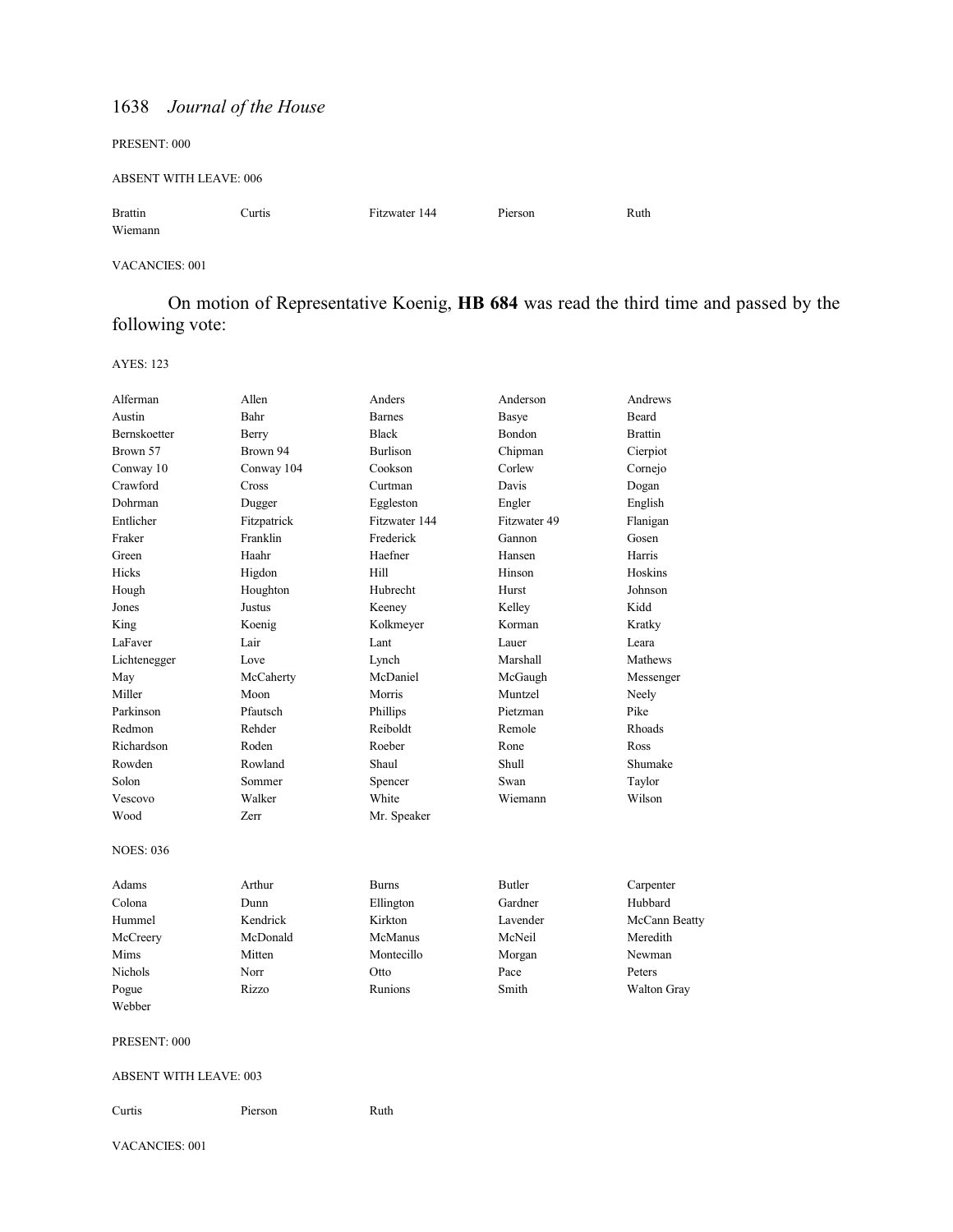PRESENT: 000

ABSENT WITH LEAVE: 006

| | | | | |
|---|---|---|---|---|
| Brattin | Curtis | Fitzwater 144 | Pierson | Ruth |
| Wiemann | | | | |

VACANCIES: 001

On motion of Representative Koenig, **HB 684** was read the third time and passed by the following vote:

AYES: 123

| | | | | |
|---|---|---|---|---|
| Alferman | Allen | Anders | Anderson | Andrews |
| Austin | Bahr | Barnes | Basye | Beard |
| Bernskoetter | Berry | Black | Bondon | Brattin |
| Brown 57 | Brown 94 | Burlison | Chipman | Cierpiot |
| Conway 10 | Conway 104 | Cookson | Corlew | Cornejo |
| Crawford | Cross | Curtman | Davis | Dogan |
| Dohrman | Dugger | Eggleston | Engler | English |
| Entlicher | Fitzpatrick | Fitzwater 144 | Fitzwater 49 | Flanigan |
| Fraker | Franklin | Frederick | Gannon | Gosen |
| Green | Haahr | Haefner | Hansen | Harris |
| Hicks | Higdon | Hill | Hinson | Hoskins |
| Hough | Houghton | Hubrecht | Hurst | Johnson |
| Jones | Justus | Keeney | Kelley | Kidd |
| King | Koenig | Kolkmeyer | Korman | Kratky |
| LaFaver | Lair | Lant | Lauer | Leara |
| Lichtenegger | Love | Lynch | Marshall | Mathews |
| May | McCaherty | McDaniel | McGaugh | Messenger |
| Miller | Moon | Morris | Muntzel | Neely |
| Parkinson | Pfautsch | Phillips | Pietzman | Pike |
| Redmon | Rehder | Reiboldt | Remole | Rhoads |
| Richardson | Roden | Roeber | Rone | Ross |
| Rowden | Rowland | Shaul | Shull | Shumake |
| Solon | Sommer | Spencer | Swan | Taylor |
| Vescovo | Walker | White | Wiemann | Wilson |
| Wood | Zerr | Mr. Speaker | | |

NOES: 036

| | | | | |
|---|---|---|---|---|
| Adams | Arthur | Burns | Butler | Carpenter |
| Colona | Dunn | Ellington | Gardner | Hubbard |
| Hummel | Kendrick | Kirkton | Lavender | McCann Beatty |
| McCreery | McDonald | McManus | McNeil | Meredith |
| Mims | Mitten | Montecillo | Morgan | Newman |
| Nichols | Norr | Otto | Pace | Peters |
| Pogue | Rizzo | Runions | Smith | Walton Gray |
| Webber | | | | |

PRESENT: 000

ABSENT WITH LEAVE: 003

| | | |
|---|---|---|
| Curtis | Pierson | Ruth |

VACANCIES: 001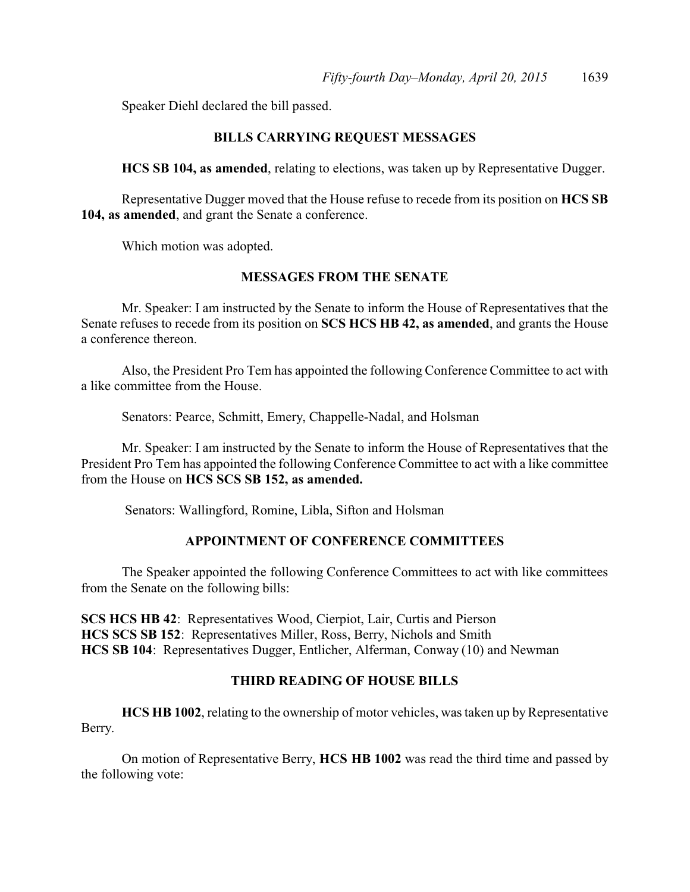Speaker Diehl declared the bill passed.

## BILLS CARRYING REQUEST MESSAGES

**HCS SB 104, as amended**, relating to elections, was taken up by Representative Dugger.

Representative Dugger moved that the House refuse to recede from its position on **HCS SB 104, as amended**, and grant the Senate a conference.

Which motion was adopted.

## MESSAGES FROM THE SENATE

Mr. Speaker: I am instructed by the Senate to inform the House of Representatives that the Senate refuses to recede from its position on **SCS HCS HB 42, as amended**, and grants the House a conference thereon.

Also, the President Pro Tem has appointed the following Conference Committee to act with a like committee from the House.

Senators: Pearce, Schmitt, Emery, Chappelle-Nadal, and Holsman

Mr. Speaker: I am instructed by the Senate to inform the House of Representatives that the President Pro Tem has appointed the following Conference Committee to act with a like committee from the House on **HCS SCS SB 152, as amended.**

Senators: Wallingford, Romine, Libla, Sifton and Holsman

## APPOINTMENT OF CONFERENCE COMMITTEES

The Speaker appointed the following Conference Committees to act with like committees from the Senate on the following bills:

**SCS HCS HB 42**: Representatives Wood, Cierpiot, Lair, Curtis and Pierson
**HCS SCS SB 152**: Representatives Miller, Ross, Berry, Nichols and Smith
**HCS SB 104**: Representatives Dugger, Entlicher, Alferman, Conway (10) and Newman

## THIRD READING OF HOUSE BILLS

**HCS HB 1002**, relating to the ownership of motor vehicles, was taken up by Representative Berry.

On motion of Representative Berry, **HCS HB 1002** was read the third time and passed by the following vote: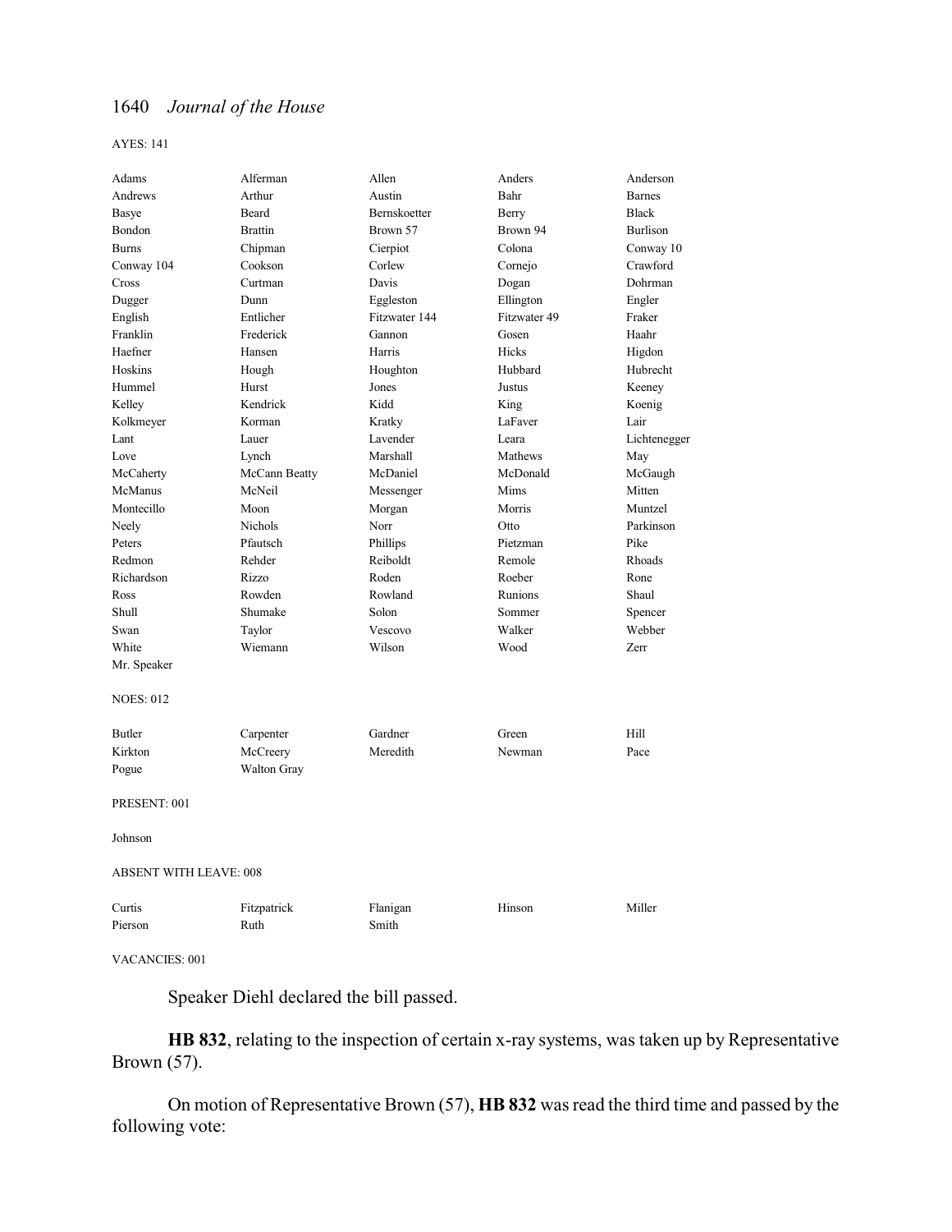AYES: 141

| | | | | |
|---|---|---|---|---|
| Adams | Alferman | Allen | Anders | Anderson |
| Andrews | Arthur | Austin | Bahr | Barnes |
| Basye | Beard | Bernskoetter | Berry | Black |
| Bondon | Brattin | Brown 57 | Brown 94 | Burlison |
| Burns | Chipman | Cierpiot | Colona | Conway 10 |
| Conway 104 | Cookson | Corlew | Cornejo | Crawford |
| Cross | Curtman | Davis | Dogan | Dohrman |
| Dugger | Dunn | Eggleston | Ellington | Engler |
| English | Entlicher | Fitzwater 144 | Fitzwater 49 | Fraker |
| Franklin | Frederick | Gannon | Gosen | Haahr |
| Haefner | Hansen | Harris | Hicks | Higdon |
| Hoskins | Hough | Houghton | Hubbard | Hubrecht |
| Hummel | Hurst | Jones | Justus | Keeney |
| Kelley | Kendrick | Kidd | King | Koenig |
| Kolkmeyer | Korman | Kratky | LaFaver | Lair |
| Lant | Lauer | Lavender | Leara | Lichtenegger |
| Love | Lynch | Marshall | Mathews | May |
| McCaherty | McCann Beatty | McDaniel | McDonald | McGaugh |
| McManus | McNeil | Messenger | Mims | Mitten |
| Montecillo | Moon | Morgan | Morris | Muntzel |
| Neely | Nichols | Norr | Otto | Parkinson |
| Peters | Pfautsch | Phillips | Pietzman | Pike |
| Redmon | Rehder | Reiboldt | Remole | Rhoads |
| Richardson | Rizzo | Roden | Roeber | Rone |
| Ross | Rowden | Rowland | Runions | Shaul |
| Shull | Shumake | Solon | Sommer | Spencer |
| Swan | Taylor | Vescovo | Walker | Webber |
| White | Wiemann | Wilson | Wood | Zerr |
| Mr. Speaker | | | | |

NOES: 012

| | | | | |
|---|---|---|---|---|
| Butler | Carpenter | Gardner | Green | Hill |
| Kirkton | McCreery | Meredith | Newman | Pace |
| Pogue | Walton Gray | | | |

PRESENT: 001

Johnson

ABSENT WITH LEAVE: 008

| | | | | |
|---|---|---|---|---|
| Curtis | Fitzpatrick | Flanigan | Hinson | Miller |
| Pierson | Ruth | Smith | | |

VACANCIES: 001

Speaker Diehl declared the bill passed.

**HB 832**, relating to the inspection of certain x-ray systems, was taken up by Representative Brown (57).

On motion of Representative Brown (57), **HB 832** was read the third time and passed by the following vote: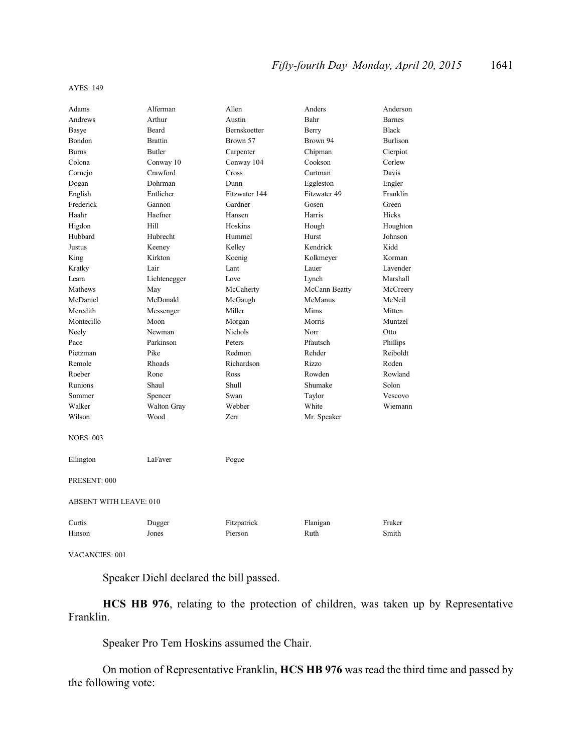AYES: 149

| | | | | |
|---|---|---|---|---|
| Adams | Alferman | Allen | Anders | Anderson |
| Andrews | Arthur | Austin | Bahr | Barnes |
| Basye | Beard | Bernskoetter | Berry | Black |
| Bondon | Brattin | Brown 57 | Brown 94 | Burlison |
| Burns | Butler | Carpenter | Chipman | Cierpiot |
| Colona | Conway 10 | Conway 104 | Cookson | Corlew |
| Cornejo | Crawford | Cross | Curtman | Davis |
| Dogan | Dohrman | Dunn | Eggleston | Engler |
| English | Entlicher | Fitzwater 144 | Fitzwater 49 | Franklin |
| Frederick | Gannon | Gardner | Gosen | Green |
| Haahr | Haefner | Hansen | Harris | Hicks |
| Higdon | Hill | Hoskins | Hough | Houghton |
| Hubbard | Hubrecht | Hummel | Hurst | Johnson |
| Justus | Keeney | Kelley | Kendrick | Kidd |
| King | Kirkton | Koenig | Kolkmeyer | Korman |
| Kratky | Lair | Lant | Lauer | Lavender |
| Leara | Lichtenegger | Love | Lynch | Marshall |
| Mathews | May | McCaherty | McCann Beatty | McCreery |
| McDaniel | McDonald | McGaugh | McManus | McNeil |
| Meredith | Messenger | Miller | Mims | Mitten |
| Montecillo | Moon | Morgan | Morris | Muntzel |
| Neely | Newman | Nichols | Norr | Otto |
| Pace | Parkinson | Peters | Pfautsch | Phillips |
| Pietzman | Pike | Redmon | Rehder | Reiboldt |
| Remole | Rhoads | Richardson | Rizzo | Roden |
| Roeber | Rone | Ross | Rowden | Rowland |
| Runions | Shaul | Shull | Shumake | Solon |
| Sommer | Spencer | Swan | Taylor | Vescovo |
| Walker | Walton Gray | Webber | White | Wiemann |
| Wilson | Wood | Zerr | Mr. Speaker | |

NOES: 003

| | | |
|---|---|---|
| Ellington | LaFaver | Pogue |

PRESENT: 000

ABSENT WITH LEAVE: 010

| | | | | |
|---|---|---|---|---|
| Curtis | Dugger | Fitzpatrick | Flanigan | Fraker |
| Hinson | Jones | Pierson | Ruth | Smith |

VACANCIES: 001

Speaker Diehl declared the bill passed.

**HCS HB 976**, relating to the protection of children, was taken up by Representative Franklin.

Speaker Pro Tem Hoskins assumed the Chair.

On motion of Representative Franklin, **HCS HB 976** was read the third time and passed by the following vote: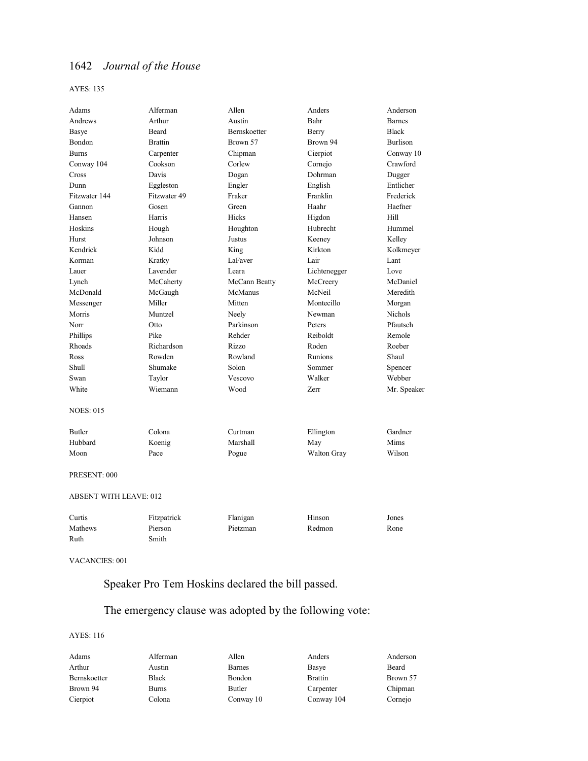AYES: 135

| | | | | |
|---|---|---|---|---|
| Adams | Alferman | Allen | Anders | Anderson |
| Andrews | Arthur | Austin | Bahr | Barnes |
| Basye | Beard | Bernskoetter | Berry | Black |
| Bondon | Brattin | Brown 57 | Brown 94 | Burlison |
| Burns | Carpenter | Chipman | Cierpiot | Conway 10 |
| Conway 104 | Cookson | Corlew | Cornejo | Crawford |
| Cross | Davis | Dogan | Dohrman | Dugger |
| Dunn | Eggleston | Engler | English | Entlicher |
| Fitzwater 144 | Fitzwater 49 | Fraker | Franklin | Frederick |
| Gannon | Gosen | Green | Haahr | Haefner |
| Hansen | Harris | Hicks | Higdon | Hill |
| Hoskins | Hough | Houghton | Hubrecht | Hummel |
| Hurst | Johnson | Justus | Keeney | Kelley |
| Kendrick | Kidd | King | Kirkton | Kolkmeyer |
| Korman | Kratky | LaFaver | Lair | Lant |
| Lauer | Lavender | Leara | Lichtenegger | Love |
| Lynch | McCaherty | McCann Beatty | McCreery | McDaniel |
| McDonald | McGaugh | McManus | McNeil | Meredith |
| Messenger | Miller | Mitten | Montecillo | Morgan |
| Morris | Muntzel | Neely | Newman | Nichols |
| Norr | Otto | Parkinson | Peters | Pfautsch |
| Phillips | Pike | Rehder | Reiboldt | Remole |
| Rhoads | Richardson | Rizzo | Roden | Roeber |
| Ross | Rowden | Rowland | Runions | Shaul |
| Shull | Shumake | Solon | Sommer | Spencer |
| Swan | Taylor | Vescovo | Walker | Webber |
| White | Wiemann | Wood | Zerr | Mr. Speaker |

NOES: 015

| | | | | |
|---|---|---|---|---|
| Butler | Colona | Curtman | Ellington | Gardner |
| Hubbard | Koenig | Marshall | May | Mims |
| Moon | Pace | Pogue | Walton Gray | Wilson |

PRESENT: 000

ABSENT WITH LEAVE: 012

| | | | | |
|---|---|---|---|---|
| Curtis | Fitzpatrick | Flanigan | Hinson | Jones |
| Mathews | Pierson | Pietzman | Redmon | Rone |
| Ruth | Smith | | | |

VACANCIES: 001

Speaker Pro Tem Hoskins declared the bill passed.

The emergency clause was adopted by the following vote:

AYES: 116

| | | | | |
|---|---|---|---|---|
| Adams | Alferman | Allen | Anders | Anderson |
| Arthur | Austin | Barnes | Basye | Beard |
| Bernskoetter | Black | Bondon | Brattin | Brown 57 |
| Brown 94 | Burns | Butler | Carpenter | Chipman |
| Cierpiot | Colona | Conway 10 | Conway 104 | Cornejo |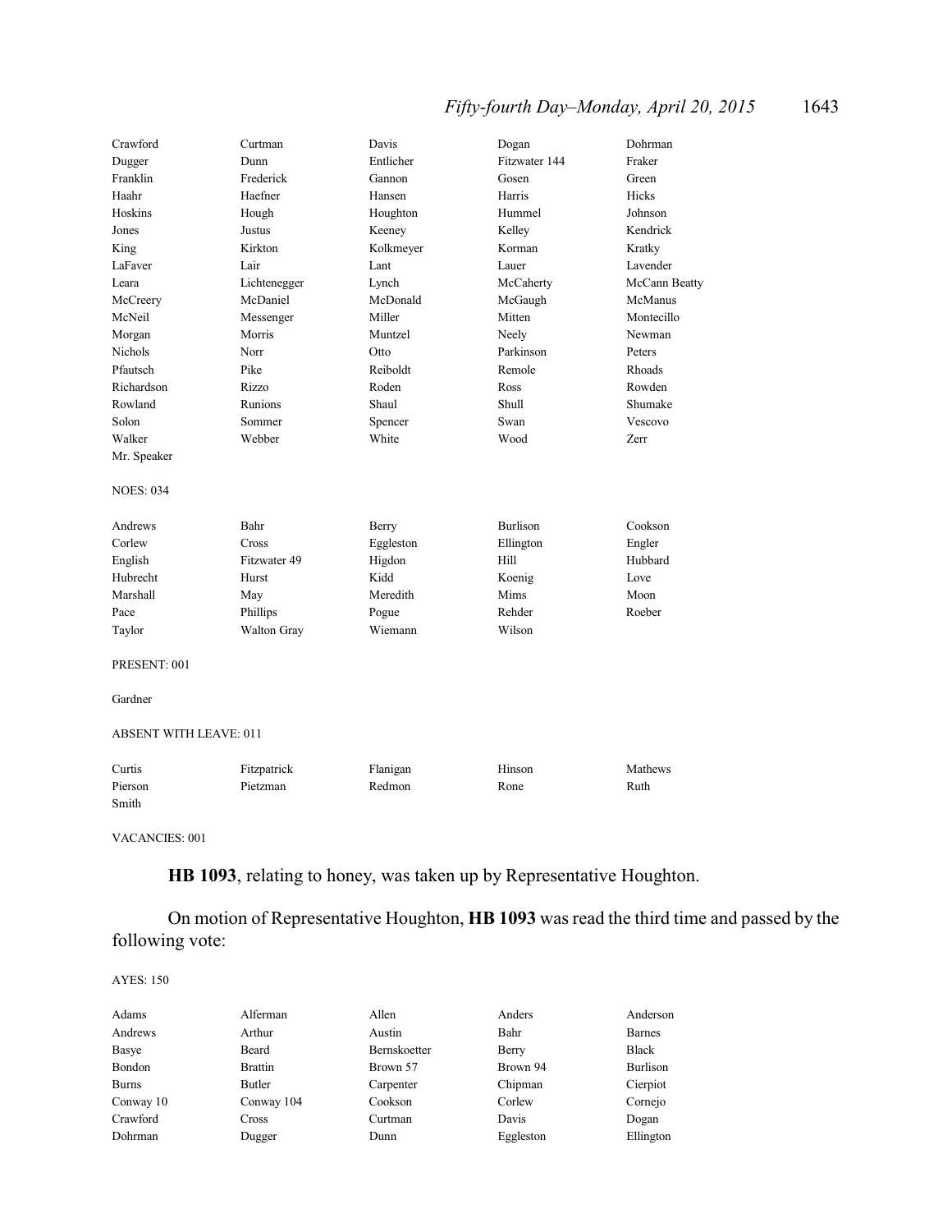| | | | | |
|---|---|---|---|---|
| Crawford | Curtman | Davis | Dogan | Dohrman |
| Dugger | Dunn | Entlicher | Fitzwater 144 | Fraker |
| Franklin | Frederick | Gannon | Gosen | Green |
| Haahr | Haefner | Hansen | Harris | Hicks |
| Hoskins | Hough | Houghton | Hummel | Johnson |
| Jones | Justus | Keeney | Kelley | Kendrick |
| King | Kirkton | Kolkmeyer | Korman | Kratky |
| LaFaver | Lair | Lant | Lauer | Lavender |
| Leara | Lichtenegger | Lynch | McCaherty | McCann Beatty |
| McCreery | McDaniel | McDonald | McGaugh | McManus |
| McNeil | Messenger | Miller | Mitten | Montecillo |
| Morgan | Morris | Muntzel | Neely | Newman |
| Nichols | Norr | Otto | Parkinson | Peters |
| Pfautsch | Pike | Reiboldt | Remole | Rhoads |
| Richardson | Rizzo | Roden | Ross | Rowden |
| Rowland | Runions | Shaul | Shull | Shumake |
| Solon | Sommer | Spencer | Swan | Vescovo |
| Walker | Webber | White | Wood | Zerr |
| Mr. Speaker | | | | |

NOES: 034

| | | | | |
|---|---|---|---|---|
| Andrews | Bahr | Berry | Burlison | Cookson |
| Corlew | Cross | Eggleston | Ellington | Engler |
| English | Fitzwater 49 | Higdon | Hill | Hubbard |
| Hubrecht | Hurst | Kidd | Koenig | Love |
| Marshall | May | Meredith | Mims | Moon |
| Pace | Phillips | Pogue | Rehder | Roeber |
| Taylor | Walton Gray | Wiemann | Wilson | |

PRESENT: 001

Gardner

ABSENT WITH LEAVE: 011

| | | | | |
|---|---|---|---|---|
| Curtis | Fitzpatrick | Flanigan | Hinson | Mathews |
| Pierson | Pietzman | Redmon | Rone | Ruth |
| Smith | | | | |

VACANCIES: 001

**HB 1093**, relating to honey, was taken up by Representative Houghton.

On motion of Representative Houghton, **HB 1093** was read the third time and passed by the following vote:

AYES: 150

| | | | | |
|---|---|---|---|---|
| Adams | Alferman | Allen | Anders | Anderson |
| Andrews | Arthur | Austin | Bahr | Barnes |
| Basye | Beard | Bernskoetter | Berry | Black |
| Bondon | Brattin | Brown 57 | Brown 94 | Burlison |
| Burns | Butler | Carpenter | Chipman | Cierpiot |
| Conway 10 | Conway 104 | Cookson | Corlew | Cornejo |
| Crawford | Cross | Curtman | Davis | Dogan |
| Dohrman | Dugger | Dunn | Eggleston | Ellington |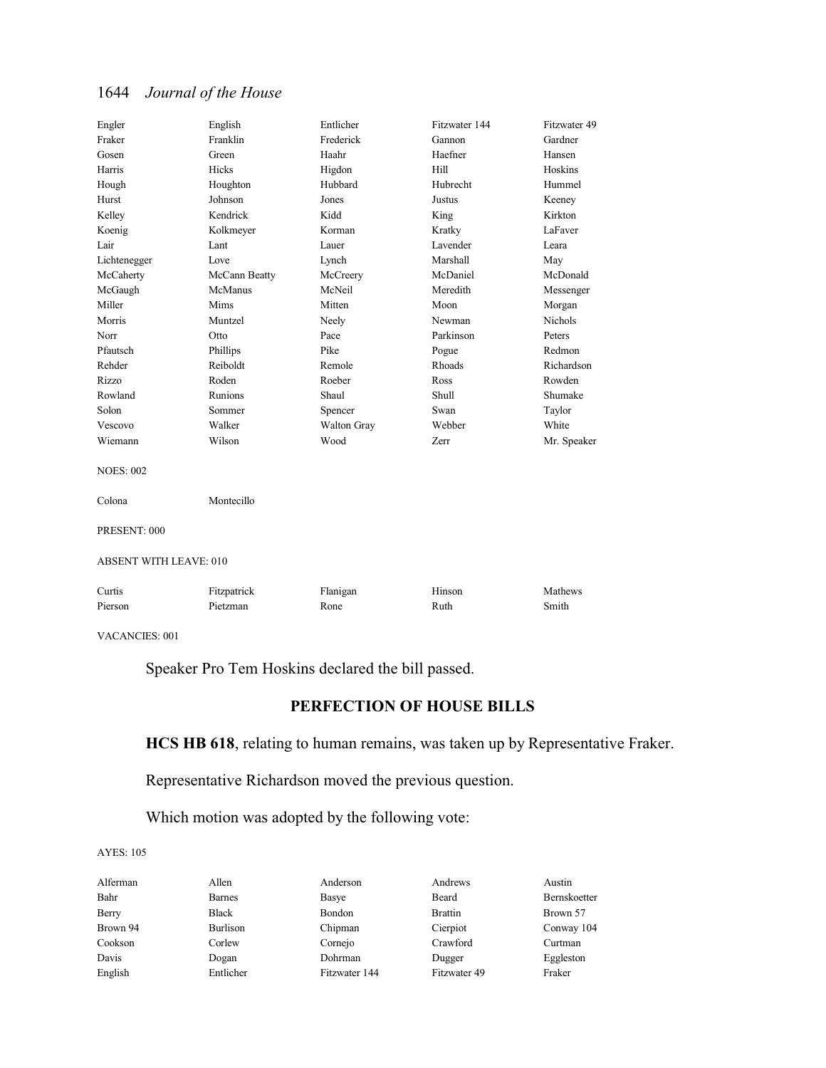| | | | | |
|---|---|---|---|---|
| Engler | English | Entlicher | Fitzwater 144 | Fitzwater 49 |
| Fraker | Franklin | Frederick | Gannon | Gardner |
| Gosen | Green | Haahr | Haefner | Hansen |
| Harris | Hicks | Higdon | Hill | Hoskins |
| Hough | Houghton | Hubbard | Hubrecht | Hummel |
| Hurst | Johnson | Jones | Justus | Keeney |
| Kelley | Kendrick | Kidd | King | Kirkton |
| Koenig | Kolkmeyer | Korman | Kratky | LaFaver |
| Lair | Lant | Lauer | Lavender | Leara |
| Lichtenegger | Love | Lynch | Marshall | May |
| McCaherty | McCann Beatty | McCreery | McDaniel | McDonald |
| McGaugh | McManus | McNeil | Meredith | Messenger |
| Miller | Mims | Mitten | Moon | Morgan |
| Morris | Muntzel | Neely | Newman | Nichols |
| Norr | Otto | Pace | Parkinson | Peters |
| Pfautsch | Phillips | Pike | Pogue | Redmon |
| Rehder | Reiboldt | Remole | Rhoads | Richardson |
| Rizzo | Roden | Roeber | Ross | Rowden |
| Rowland | Runions | Shaul | Shull | Shumake |
| Solon | Sommer | Spencer | Swan | Taylor |
| Vescovo | Walker | Walton Gray | Webber | White |
| Wiemann | Wilson | Wood | Zerr | Mr. Speaker |

NOES: 002

| | |
|---|---|
| Colona | Montecillo |

PRESENT: 000

ABSENT WITH LEAVE: 010

| | | | | |
|---|---|---|---|---|
| Curtis | Fitzpatrick | Flanigan | Hinson | Mathews |
| Pierson | Pietzman | Rone | Ruth | Smith |

VACANCIES: 001

Speaker Pro Tem Hoskins declared the bill passed.

## PERFECTION OF HOUSE BILLS

**HCS HB 618**, relating to human remains, was taken up by Representative Fraker.

Representative Richardson moved the previous question.

Which motion was adopted by the following vote:

AYES: 105

| | | | | |
|---|---|---|---|---|
| Alferman | Allen | Anderson | Andrews | Austin |
| Bahr | Barnes | Basye | Beard | Bernskoetter |
| Berry | Black | Bondon | Brattin | Brown 57 |
| Brown 94 | Burlison | Chipman | Cierpiot | Conway 104 |
| Cookson | Corlew | Cornejo | Crawford | Curtman |
| Davis | Dogan | Dohrman | Dugger | Eggleston |
| English | Entlicher | Fitzwater 144 | Fitzwater 49 | Fraker |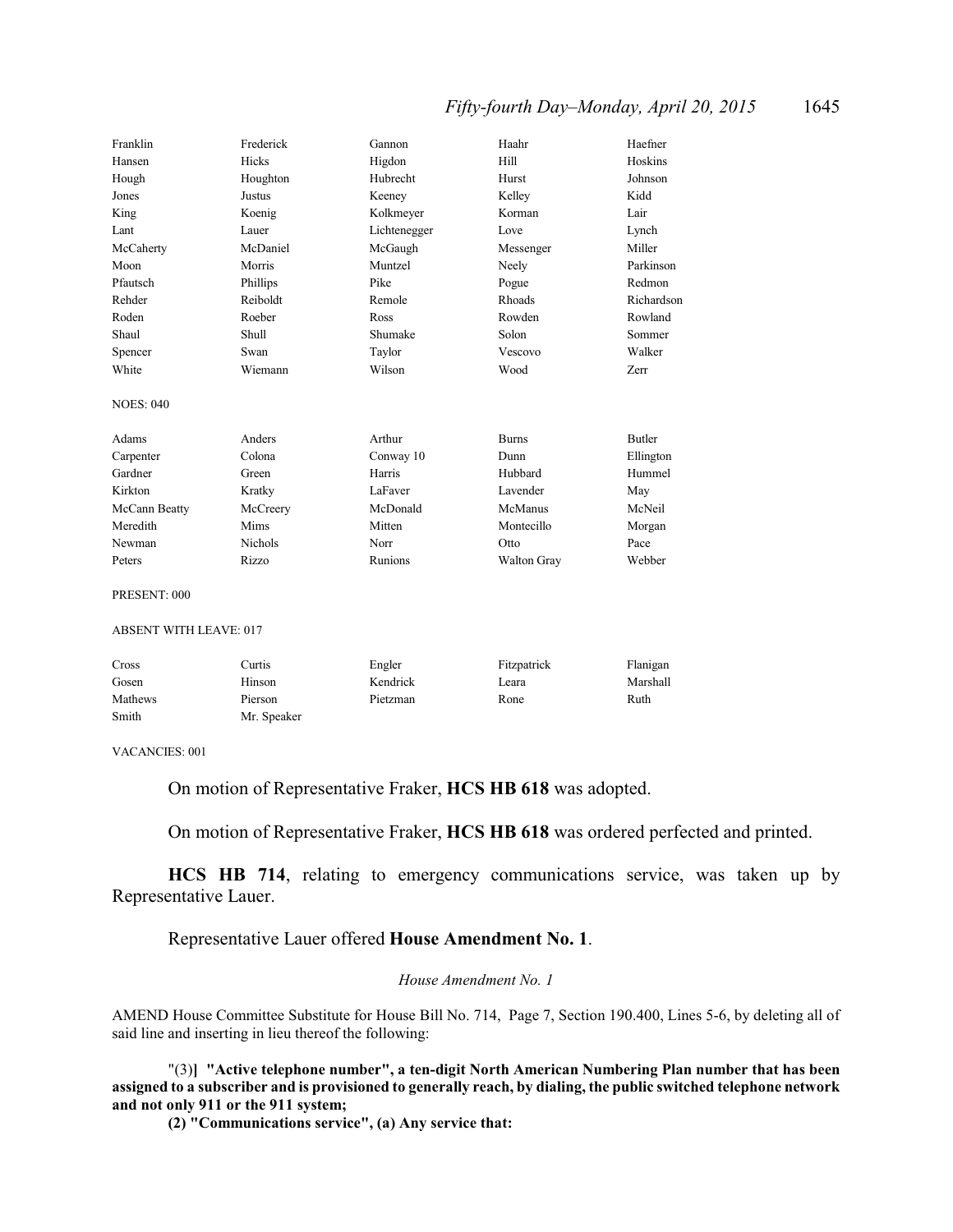| | | | | |
|---|---|---|---|---|
| Franklin | Frederick | Gannon | Haahr | Haefner |
| Hansen | Hicks | Higdon | Hill | Hoskins |
| Hough | Houghton | Hubrecht | Hurst | Johnson |
| Jones | Justus | Keeney | Kelley | Kidd |
| King | Koenig | Kolkmeyer | Korman | Lair |
| Lant | Lauer | Lichtenegger | Love | Lynch |
| McCaherty | McDaniel | McGaugh | Messenger | Miller |
| Moon | Morris | Muntzel | Neely | Parkinson |
| Pfautsch | Phillips | Pike | Pogue | Redmon |
| Rehder | Reiboldt | Remole | Rhoads | Richardson |
| Roden | Roeber | Ross | Rowden | Rowland |
| Shaul | Shull | Shumake | Solon | Sommer |
| Spencer | Swan | Taylor | Vescovo | Walker |
| White | Wiemann | Wilson | Wood | Zerr |

NOES: 040

| | | | | |
|---|---|---|---|---|
| Adams | Anders | Arthur | Burns | Butler |
| Carpenter | Colona | Conway 10 | Dunn | Ellington |
| Gardner | Green | Harris | Hubbard | Hummel |
| Kirkton | Kratky | LaFaver | Lavender | May |
| McCann Beatty | McCreery | McDonald | McManus | McNeil |
| Meredith | Mims | Mitten | Montecillo | Morgan |
| Newman | Nichols | Norr | Otto | Pace |
| Peters | Rizzo | Runions | Walton Gray | Webber |

PRESENT: 000

ABSENT WITH LEAVE: 017

| | | | | |
|---|---|---|---|---|
| Cross | Curtis | Engler | Fitzpatrick | Flanigan |
| Gosen | Hinson | Kendrick | Leara | Marshall |
| Mathews | Pierson | Pietzman | Rone | Ruth |
| Smith | Mr. Speaker | | | |

VACANCIES: 001

On motion of Representative Fraker, **HCS HB 618** was adopted.

On motion of Representative Fraker, **HCS HB 618** was ordered perfected and printed.

**HCS HB 714**, relating to emergency communications service, was taken up by Representative Lauer.

Representative Lauer offered **House Amendment No. 1**.

*House Amendment No. 1*

AMEND House Committee Substitute for House Bill No. 714, Page 7, Section 190.400, Lines 5-6, by deleting all of said line and inserting in lieu thereof the following:

"(3)**] "Active telephone number", a ten-digit North American Numbering Plan number that has been assigned to a subscriber and is provisioned to generally reach, by dialing, the public switched telephone network and not only 911 or the 911 system;**

**(2) "Communications service", (a) Any service that:**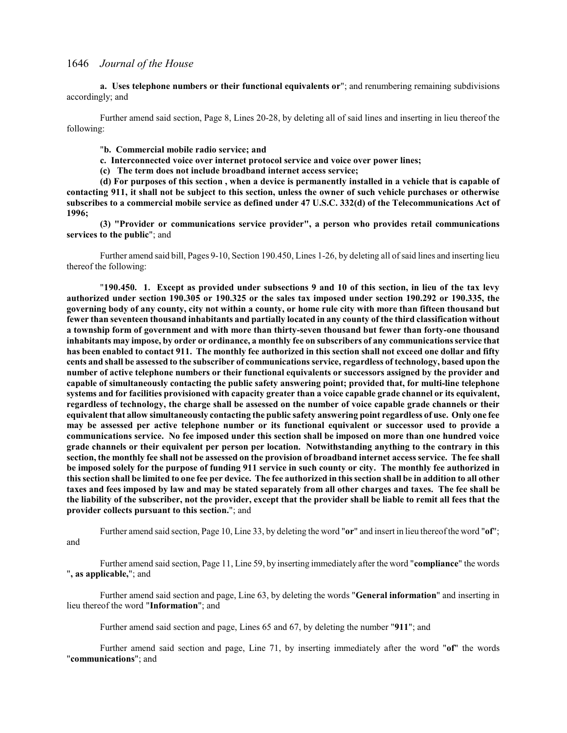**a. Uses telephone numbers or their functional equivalents or**"; and renumbering remaining subdivisions accordingly; and

Further amend said section, Page 8, Lines 20-28, by deleting all of said lines and inserting in lieu thereof the following:

"**b. Commercial mobile radio service; and**

**c. Interconnected voice over internet protocol service and voice over power lines;**

**(c) The term does not include broadband internet access service;**

**(d) For purposes of this section , when a device is permanently installed in a vehicle that is capable of contacting 911, it shall not be subject to this section, unless the owner of such vehicle purchases or otherwise subscribes to a commercial mobile service as defined under 47 U.S.C. 332(d) of the Telecommunications Act of 1996;**

**(3) "Provider or communications service provider", a person who provides retail communications services to the public**"; and

Further amend said bill, Pages 9-10, Section 190.450, Lines 1-26, by deleting all of said lines and inserting lieu thereof the following:

"**190.450. 1. Except as provided under subsections 9 and 10 of this section, in lieu of the tax levy authorized under section 190.305 or 190.325 or the sales tax imposed under section 190.292 or 190.335, the governing body of any county, city not within a county, or home rule city with more than fifteen thousand but fewer than seventeen thousand inhabitants and partially located in any county of the third classification without a township form of government and with more than thirty-seven thousand but fewer than forty-one thousand inhabitants may impose, by order or ordinance, a monthly fee on subscribers of any communications service that has been enabled to contact 911. The monthly fee authorized in this section shall not exceed one dollar and fifty cents and shall be assessed to the subscriber of communications service, regardless of technology, based upon the number of active telephone numbers or their functional equivalents or successors assigned by the provider and capable of simultaneously contacting the public safety answering point; provided that, for multi-line telephone systems and for facilities provisioned with capacity greater than a voice capable grade channel or its equivalent, regardless of technology, the charge shall be assessed on the number of voice capable grade channels or their equivalent that allow simultaneously contacting the public safety answering point regardless of use. Only one fee may be assessed per active telephone number or its functional equivalent or successor used to provide a communications service. No fee imposed under this section shall be imposed on more than one hundred voice grade channels or their equivalent per person per location. Notwithstanding anything to the contrary in this section, the monthly fee shall not be assessed on the provision of broadband internet access service. The fee shall be imposed solely for the purpose of funding 911 service in such county or city. The monthly fee authorized in this section shall be limited to one fee per device. The fee authorized in this section shall be in addition to all other taxes and fees imposed by law and may be stated separately from all other charges and taxes. The fee shall be the liability of the subscriber, not the provider, except that the provider shall be liable to remit all fees that the provider collects pursuant to this section.**"; and

Further amend said section, Page 10, Line 33, by deleting the word "**or**" and insert in lieu thereof the word "**of**"; and

Further amend said section, Page 11, Line 59, by inserting immediately after the word "**compliance**" the words "**, as applicable,**"; and

Further amend said section and page, Line 63, by deleting the words "**General information**" and inserting in lieu thereof the word "**Information**"; and

Further amend said section and page, Lines 65 and 67, by deleting the number "**911**"; and

Further amend said section and page, Line 71, by inserting immediately after the word "**of**" the words "**communications**"; and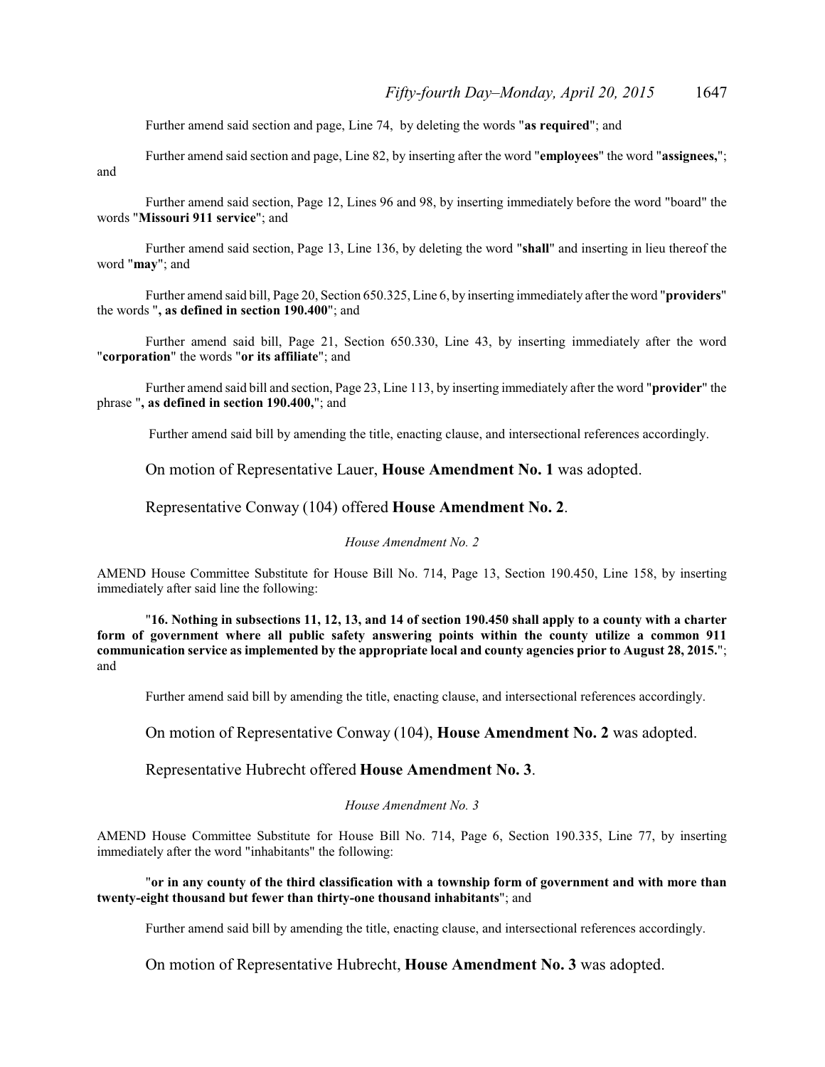Further amend said section and page, Line 74, by deleting the words "**as required**"; and

Further amend said section and page, Line 82, by inserting after the word "**employees**" the word "**assignees,**"; and

Further amend said section, Page 12, Lines 96 and 98, by inserting immediately before the word "board" the words "**Missouri 911 service**"; and

Further amend said section, Page 13, Line 136, by deleting the word "**shall**" and inserting in lieu thereof the word "**may**"; and

Further amend said bill, Page 20, Section 650.325, Line 6, by inserting immediately after the word "**providers**" the words "**, as defined in section 190.400**"; and

Further amend said bill, Page 21, Section 650.330, Line 43, by inserting immediately after the word "**corporation**" the words "**or its affiliate**"; and

Further amend said bill and section, Page 23, Line 113, by inserting immediately after the word "**provider**" the phrase "**, as defined in section 190.400,**"; and

Further amend said bill by amending the title, enacting clause, and intersectional references accordingly.

On motion of Representative Lauer, **House Amendment No. 1** was adopted.

Representative Conway (104) offered **House Amendment No. 2**.

*House Amendment No. 2*

AMEND House Committee Substitute for House Bill No. 714, Page 13, Section 190.450, Line 158, by inserting immediately after said line the following:

"**16. Nothing in subsections 11, 12, 13, and 14 of section 190.450 shall apply to a county with a charter form of government where all public safety answering points within the county utilize a common 911 communication service as implemented by the appropriate local and county agencies prior to August 28, 2015.**"; and

Further amend said bill by amending the title, enacting clause, and intersectional references accordingly.

On motion of Representative Conway (104), **House Amendment No. 2** was adopted.

Representative Hubrecht offered **House Amendment No. 3**.

*House Amendment No. 3*

AMEND House Committee Substitute for House Bill No. 714, Page 6, Section 190.335, Line 77, by inserting immediately after the word "inhabitants" the following:

"**or in any county of the third classification with a township form of government and with more than twenty-eight thousand but fewer than thirty-one thousand inhabitants**"; and

Further amend said bill by amending the title, enacting clause, and intersectional references accordingly.

On motion of Representative Hubrecht, **House Amendment No. 3** was adopted.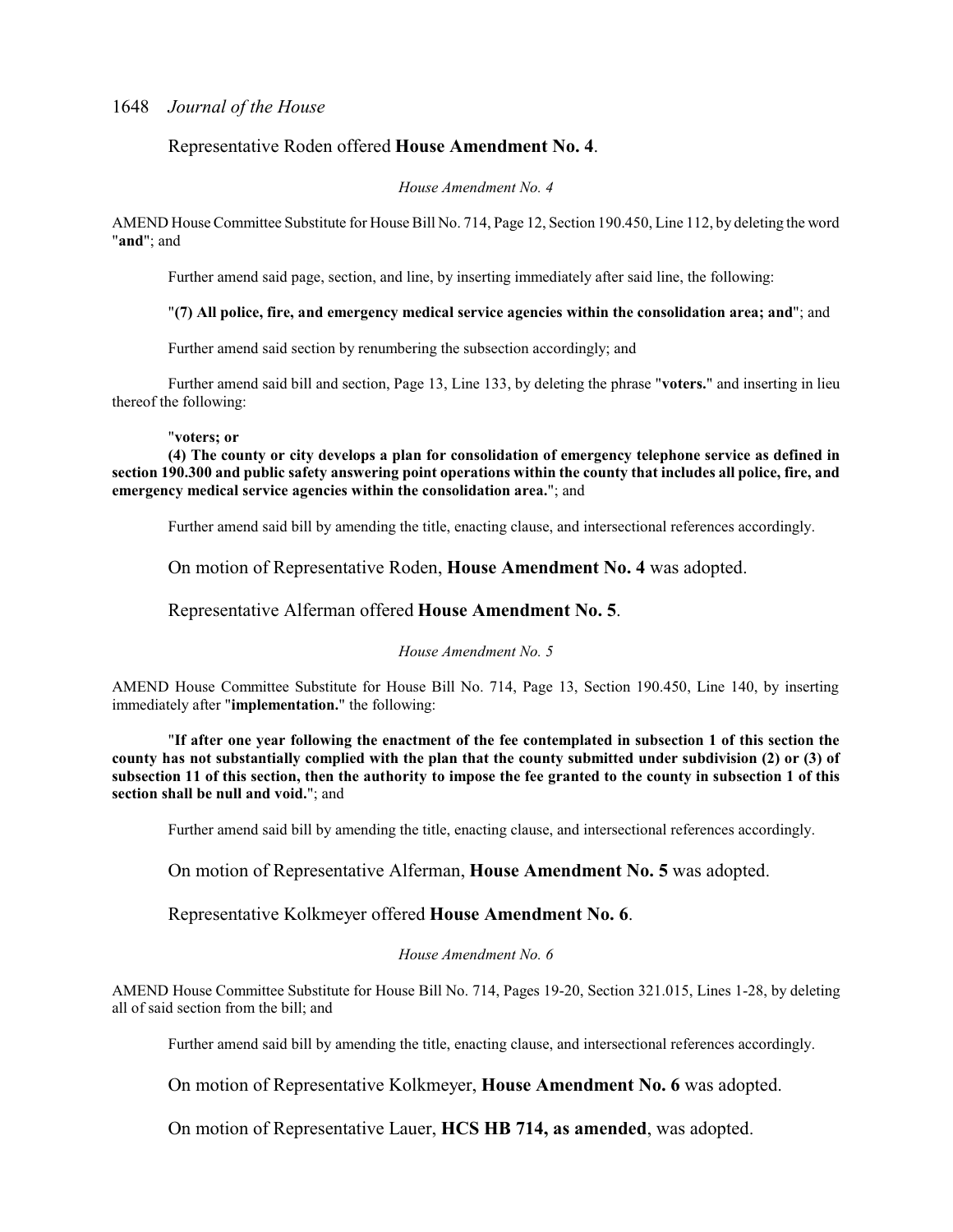Representative Roden offered **House Amendment No. 4**.

*House Amendment No. 4*

AMEND House Committee Substitute for House Bill No. 714, Page 12, Section 190.450, Line 112, by deleting the word "**and**"; and

Further amend said page, section, and line, by inserting immediately after said line, the following:

"**(7) All police, fire, and emergency medical service agencies within the consolidation area; and**"; and

Further amend said section by renumbering the subsection accordingly; and

Further amend said bill and section, Page 13, Line 133, by deleting the phrase "**voters.**" and inserting in lieu thereof the following:

"**voters; or**

**(4) The county or city develops a plan for consolidation of emergency telephone service as defined in section 190.300 and public safety answering point operations within the county that includes all police, fire, and emergency medical service agencies within the consolidation area.**"; and

Further amend said bill by amending the title, enacting clause, and intersectional references accordingly.

On motion of Representative Roden, **House Amendment No. 4** was adopted.

Representative Alferman offered **House Amendment No. 5**.

*House Amendment No. 5*

AMEND House Committee Substitute for House Bill No. 714, Page 13, Section 190.450, Line 140, by inserting immediately after "**implementation.**" the following:

"**If after one year following the enactment of the fee contemplated in subsection 1 of this section the county has not substantially complied with the plan that the county submitted under subdivision (2) or (3) of subsection 11 of this section, then the authority to impose the fee granted to the county in subsection 1 of this section shall be null and void.**"; and

Further amend said bill by amending the title, enacting clause, and intersectional references accordingly.

On motion of Representative Alferman, **House Amendment No. 5** was adopted.

Representative Kolkmeyer offered **House Amendment No. 6**.

*House Amendment No. 6*

AMEND House Committee Substitute for House Bill No. 714, Pages 19-20, Section 321.015, Lines 1-28, by deleting all of said section from the bill; and

Further amend said bill by amending the title, enacting clause, and intersectional references accordingly.

On motion of Representative Kolkmeyer, **House Amendment No. 6** was adopted.

On motion of Representative Lauer, **HCS HB 714, as amended**, was adopted.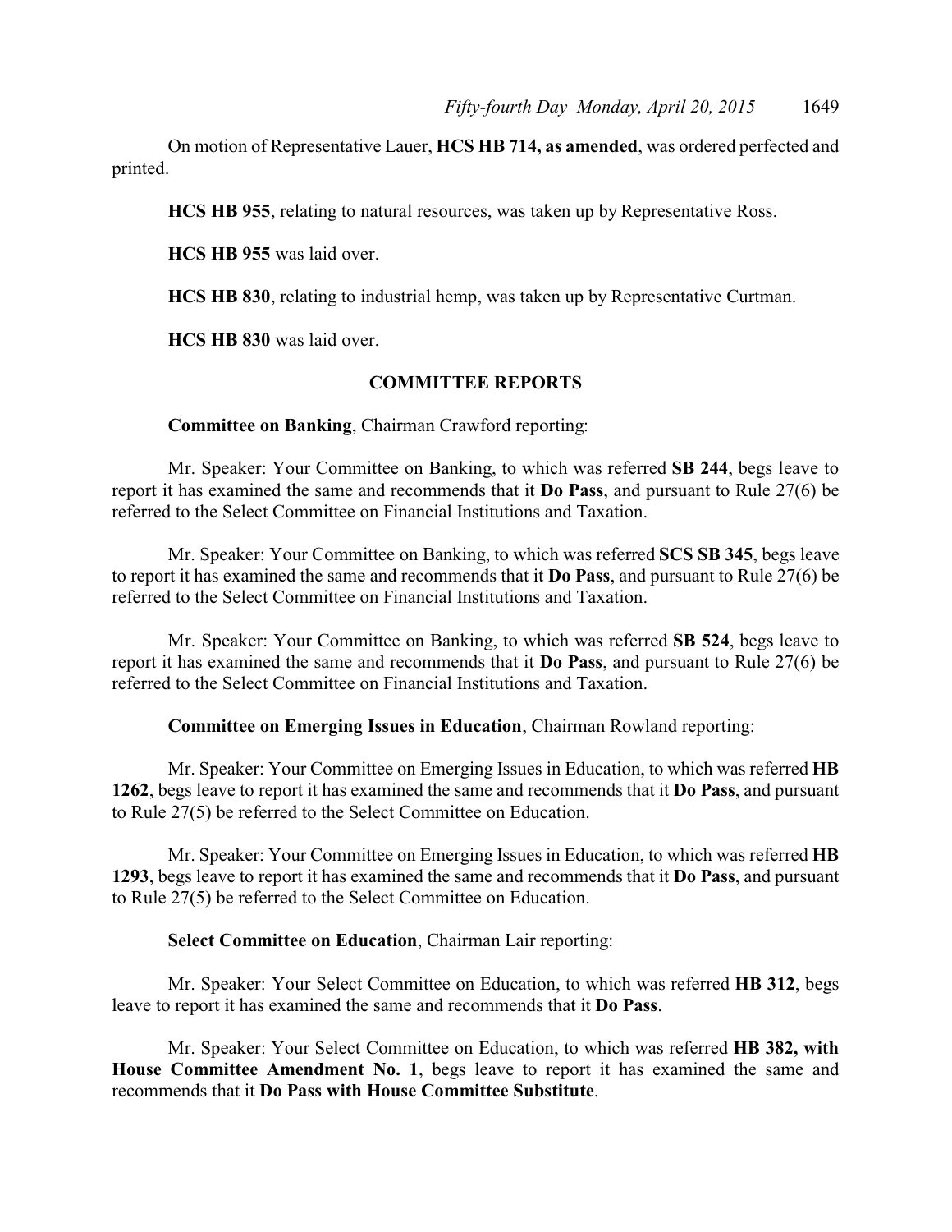On motion of Representative Lauer, **HCS HB 714, as amended**, was ordered perfected and printed.

**HCS HB 955**, relating to natural resources, was taken up by Representative Ross.

**HCS HB 955** was laid over.

**HCS HB 830**, relating to industrial hemp, was taken up by Representative Curtman.

**HCS HB 830** was laid over.

## COMMITTEE REPORTS

**Committee on Banking**, Chairman Crawford reporting:

Mr. Speaker: Your Committee on Banking, to which was referred **SB 244**, begs leave to report it has examined the same and recommends that it **Do Pass**, and pursuant to Rule 27(6) be referred to the Select Committee on Financial Institutions and Taxation.

Mr. Speaker: Your Committee on Banking, to which was referred **SCS SB 345**, begs leave to report it has examined the same and recommends that it **Do Pass**, and pursuant to Rule 27(6) be referred to the Select Committee on Financial Institutions and Taxation.

Mr. Speaker: Your Committee on Banking, to which was referred **SB 524**, begs leave to report it has examined the same and recommends that it **Do Pass**, and pursuant to Rule 27(6) be referred to the Select Committee on Financial Institutions and Taxation.

**Committee on Emerging Issues in Education**, Chairman Rowland reporting:

Mr. Speaker: Your Committee on Emerging Issues in Education, to which was referred **HB 1262**, begs leave to report it has examined the same and recommends that it **Do Pass**, and pursuant to Rule 27(5) be referred to the Select Committee on Education.

Mr. Speaker: Your Committee on Emerging Issues in Education, to which was referred **HB 1293**, begs leave to report it has examined the same and recommends that it **Do Pass**, and pursuant to Rule 27(5) be referred to the Select Committee on Education.

**Select Committee on Education**, Chairman Lair reporting:

Mr. Speaker: Your Select Committee on Education, to which was referred **HB 312**, begs leave to report it has examined the same and recommends that it **Do Pass**.

Mr. Speaker: Your Select Committee on Education, to which was referred **HB 382, with House Committee Amendment No. 1**, begs leave to report it has examined the same and recommends that it **Do Pass with House Committee Substitute**.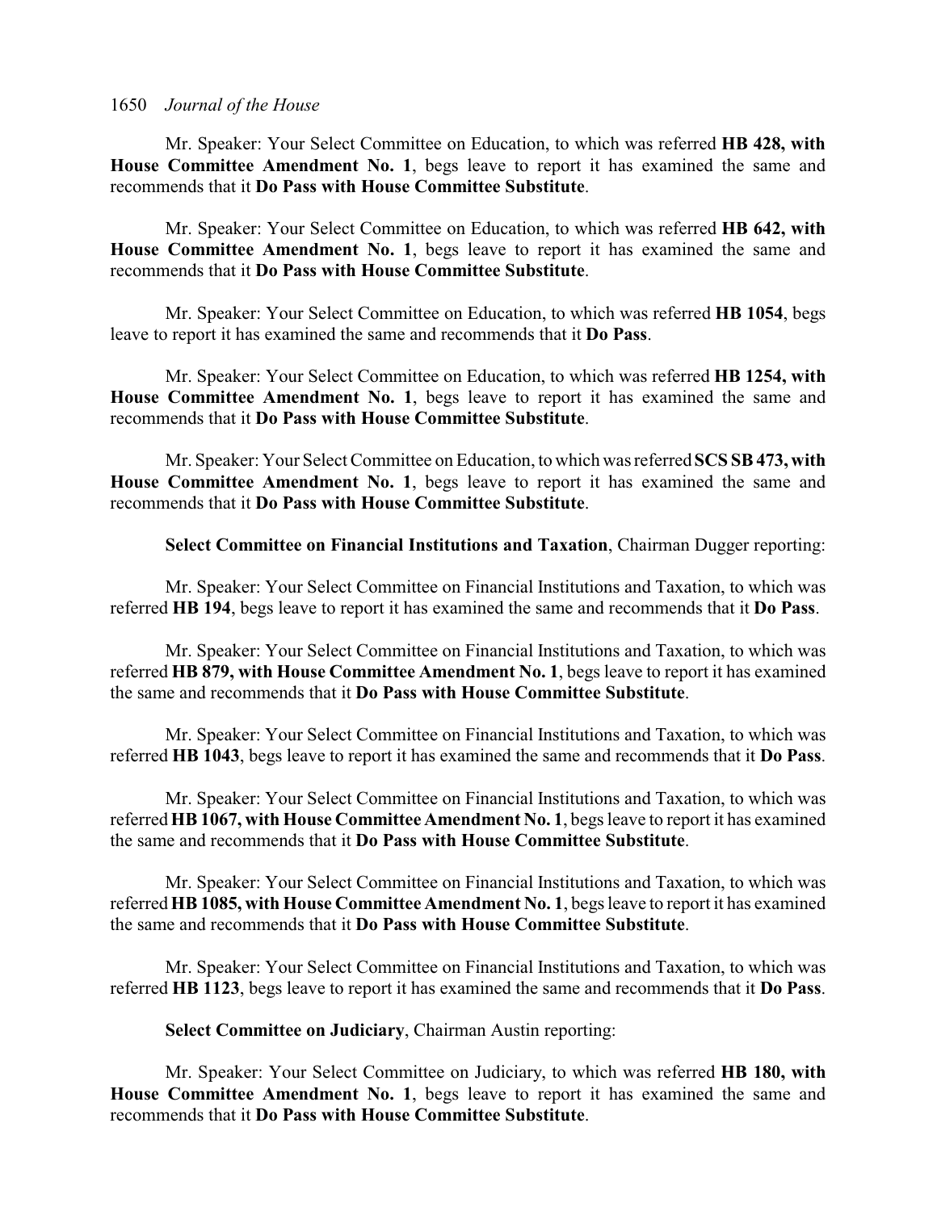Mr. Speaker: Your Select Committee on Education, to which was referred **HB 428, with House Committee Amendment No. 1**, begs leave to report it has examined the same and recommends that it **Do Pass with House Committee Substitute**.

Mr. Speaker: Your Select Committee on Education, to which was referred **HB 642, with House Committee Amendment No. 1**, begs leave to report it has examined the same and recommends that it **Do Pass with House Committee Substitute**.

Mr. Speaker: Your Select Committee on Education, to which was referred **HB 1054**, begs leave to report it has examined the same and recommends that it **Do Pass**.

Mr. Speaker: Your Select Committee on Education, to which was referred **HB 1254, with House Committee Amendment No. 1**, begs leave to report it has examined the same and recommends that it **Do Pass with House Committee Substitute**.

Mr. Speaker: Your Select Committee on Education, to which was referred **SCS SB 473, with House Committee Amendment No. 1**, begs leave to report it has examined the same and recommends that it **Do Pass with House Committee Substitute**.

**Select Committee on Financial Institutions and Taxation**, Chairman Dugger reporting:

Mr. Speaker: Your Select Committee on Financial Institutions and Taxation, to which was referred **HB 194**, begs leave to report it has examined the same and recommends that it **Do Pass**.

Mr. Speaker: Your Select Committee on Financial Institutions and Taxation, to which was referred **HB 879, with House Committee Amendment No. 1**, begs leave to report it has examined the same and recommends that it **Do Pass with House Committee Substitute**.

Mr. Speaker: Your Select Committee on Financial Institutions and Taxation, to which was referred **HB 1043**, begs leave to report it has examined the same and recommends that it **Do Pass**.

Mr. Speaker: Your Select Committee on Financial Institutions and Taxation, to which was referred **HB 1067, with House Committee Amendment No. 1**, begs leave to report it has examined the same and recommends that it **Do Pass with House Committee Substitute**.

Mr. Speaker: Your Select Committee on Financial Institutions and Taxation, to which was referred **HB 1085, with House Committee Amendment No. 1**, begs leave to report it has examined the same and recommends that it **Do Pass with House Committee Substitute**.

Mr. Speaker: Your Select Committee on Financial Institutions and Taxation, to which was referred **HB 1123**, begs leave to report it has examined the same and recommends that it **Do Pass**.

**Select Committee on Judiciary**, Chairman Austin reporting:

Mr. Speaker: Your Select Committee on Judiciary, to which was referred **HB 180, with House Committee Amendment No. 1**, begs leave to report it has examined the same and recommends that it **Do Pass with House Committee Substitute**.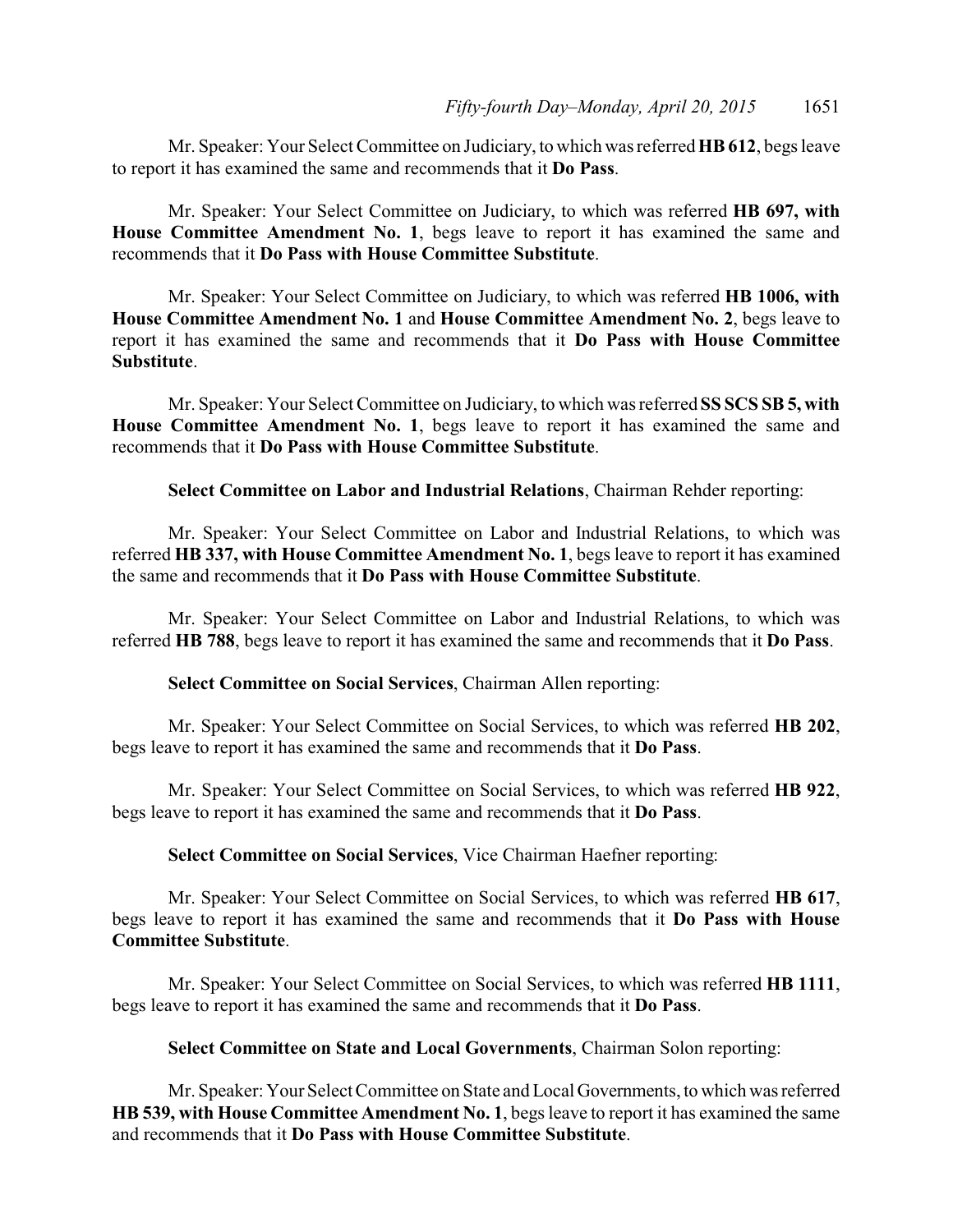Mr. Speaker: Your Select Committee on Judiciary, to which was referred **HB 612**, begs leave to report it has examined the same and recommends that it **Do Pass**.

Mr. Speaker: Your Select Committee on Judiciary, to which was referred **HB 697, with House Committee Amendment No. 1**, begs leave to report it has examined the same and recommends that it **Do Pass with House Committee Substitute**.

Mr. Speaker: Your Select Committee on Judiciary, to which was referred **HB 1006, with House Committee Amendment No. 1** and **House Committee Amendment No. 2**, begs leave to report it has examined the same and recommends that it **Do Pass with House Committee Substitute**.

Mr. Speaker: Your Select Committee on Judiciary, to which was referred **SS SCS SB 5, with House Committee Amendment No. 1**, begs leave to report it has examined the same and recommends that it **Do Pass with House Committee Substitute**.

**Select Committee on Labor and Industrial Relations**, Chairman Rehder reporting:

Mr. Speaker: Your Select Committee on Labor and Industrial Relations, to which was referred **HB 337, with House Committee Amendment No. 1**, begs leave to report it has examined the same and recommends that it **Do Pass with House Committee Substitute**.

Mr. Speaker: Your Select Committee on Labor and Industrial Relations, to which was referred **HB 788**, begs leave to report it has examined the same and recommends that it **Do Pass**.

**Select Committee on Social Services**, Chairman Allen reporting:

Mr. Speaker: Your Select Committee on Social Services, to which was referred **HB 202**, begs leave to report it has examined the same and recommends that it **Do Pass**.

Mr. Speaker: Your Select Committee on Social Services, to which was referred **HB 922**, begs leave to report it has examined the same and recommends that it **Do Pass**.

**Select Committee on Social Services**, Vice Chairman Haefner reporting:

Mr. Speaker: Your Select Committee on Social Services, to which was referred **HB 617**, begs leave to report it has examined the same and recommends that it **Do Pass with House Committee Substitute**.

Mr. Speaker: Your Select Committee on Social Services, to which was referred **HB 1111**, begs leave to report it has examined the same and recommends that it **Do Pass**.

**Select Committee on State and Local Governments**, Chairman Solon reporting:

Mr. Speaker: Your Select Committee on State and Local Governments, to which was referred **HB 539, with House Committee Amendment No. 1**, begs leave to report it has examined the same and recommends that it **Do Pass with House Committee Substitute**.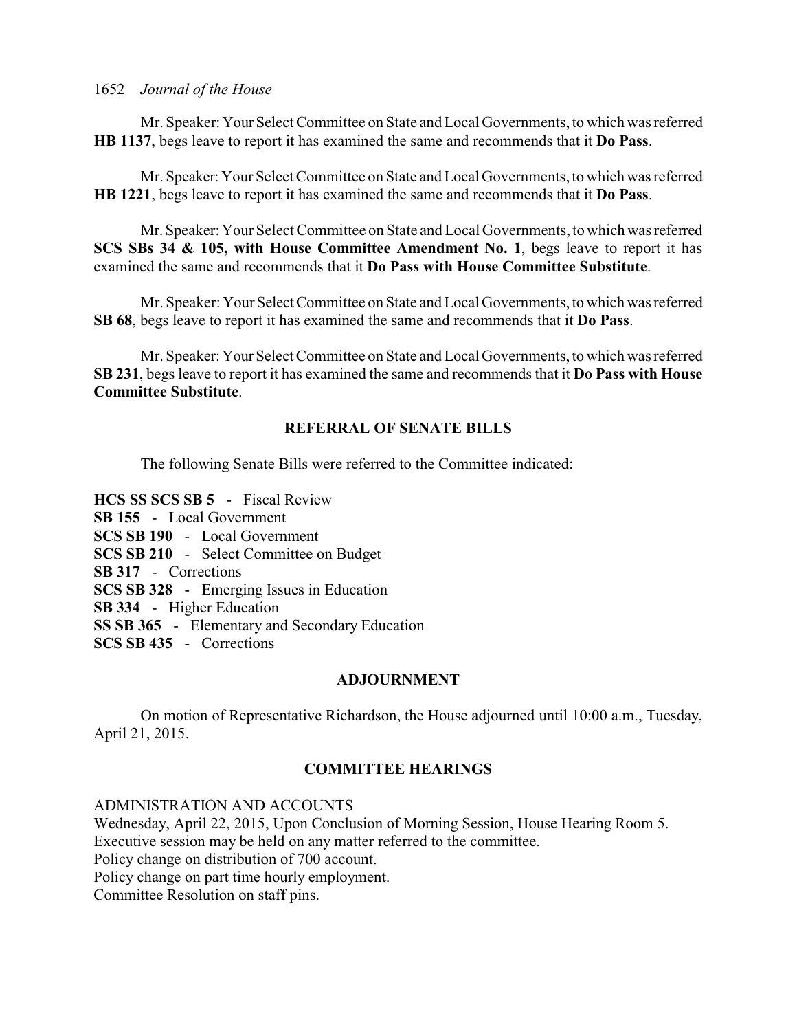Mr. Speaker: Your Select Committee on State and Local Governments, to which was referred **HB 1137**, begs leave to report it has examined the same and recommends that it **Do Pass**.

Mr. Speaker: Your Select Committee on State and Local Governments, to which was referred **HB 1221**, begs leave to report it has examined the same and recommends that it **Do Pass**.

Mr. Speaker: Your Select Committee on State and Local Governments, to which was referred **SCS SBs 34 & 105, with House Committee Amendment No. 1**, begs leave to report it has examined the same and recommends that it **Do Pass with House Committee Substitute**.

Mr. Speaker: Your Select Committee on State and Local Governments, to which was referred **SB 68**, begs leave to report it has examined the same and recommends that it **Do Pass**.

Mr. Speaker: Your Select Committee on State and Local Governments, to which was referred **SB 231**, begs leave to report it has examined the same and recommends that it **Do Pass with House Committee Substitute**.

## REFERRAL OF SENATE BILLS

The following Senate Bills were referred to the Committee indicated:

**HCS SS SCS SB 5** - Fiscal Review
**SB 155** - Local Government
**SCS SB 190** - Local Government
**SCS SB 210** - Select Committee on Budget
**SB 317** - Corrections
**SCS SB 328** - Emerging Issues in Education
**SB 334** - Higher Education
**SS SB 365** - Elementary and Secondary Education
**SCS SB 435** - Corrections

## ADJOURNMENT

On motion of Representative Richardson, the House adjourned until 10:00 a.m., Tuesday, April 21, 2015.

## COMMITTEE HEARINGS

ADMINISTRATION AND ACCOUNTS
Wednesday, April 22, 2015, Upon Conclusion of Morning Session, House Hearing Room 5.
Executive session may be held on any matter referred to the committee.
Policy change on distribution of 700 account.
Policy change on part time hourly employment.
Committee Resolution on staff pins.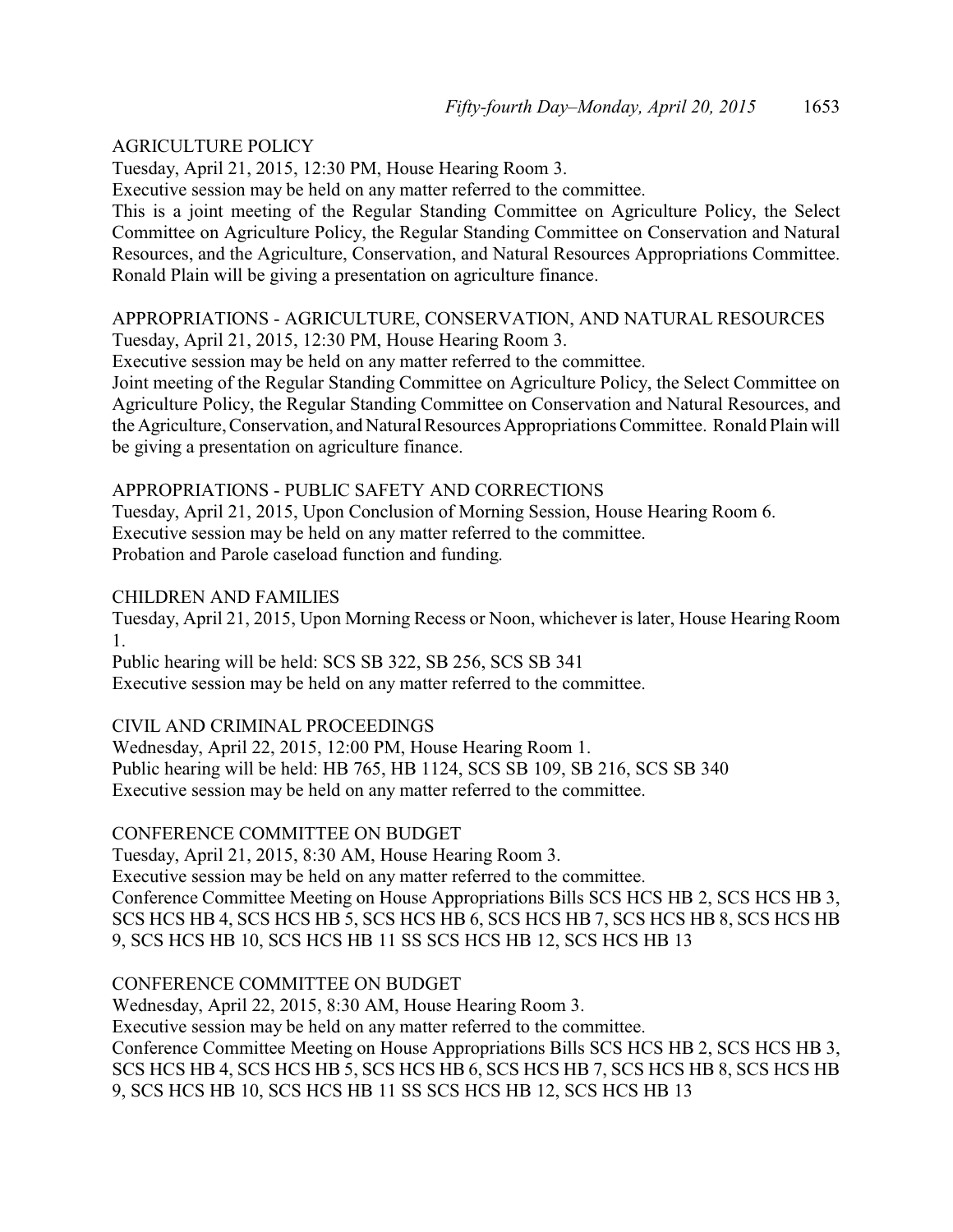AGRICULTURE POLICY

Tuesday, April 21, 2015, 12:30 PM, House Hearing Room 3.

Executive session may be held on any matter referred to the committee.

This is a joint meeting of the Regular Standing Committee on Agriculture Policy, the Select Committee on Agriculture Policy, the Regular Standing Committee on Conservation and Natural Resources, and the Agriculture, Conservation, and Natural Resources Appropriations Committee. Ronald Plain will be giving a presentation on agriculture finance.

APPROPRIATIONS - AGRICULTURE, CONSERVATION, AND NATURAL RESOURCES

Tuesday, April 21, 2015, 12:30 PM, House Hearing Room 3.

Executive session may be held on any matter referred to the committee.

Joint meeting of the Regular Standing Committee on Agriculture Policy, the Select Committee on Agriculture Policy, the Regular Standing Committee on Conservation and Natural Resources, and the Agriculture, Conservation, and Natural Resources Appropriations Committee. Ronald Plain will be giving a presentation on agriculture finance.

APPROPRIATIONS - PUBLIC SAFETY AND CORRECTIONS

Tuesday, April 21, 2015, Upon Conclusion of Morning Session, House Hearing Room 6.

Executive session may be held on any matter referred to the committee.

Probation and Parole caseload function and funding.

CHILDREN AND FAMILIES

Tuesday, April 21, 2015, Upon Morning Recess or Noon, whichever is later, House Hearing Room 1.

Public hearing will be held: SCS SB 322, SB 256, SCS SB 341

Executive session may be held on any matter referred to the committee.

CIVIL AND CRIMINAL PROCEEDINGS

Wednesday, April 22, 2015, 12:00 PM, House Hearing Room 1.

Public hearing will be held: HB 765, HB 1124, SCS SB 109, SB 216, SCS SB 340

Executive session may be held on any matter referred to the committee.

CONFERENCE COMMITTEE ON BUDGET

Tuesday, April 21, 2015, 8:30 AM, House Hearing Room 3.

Executive session may be held on any matter referred to the committee.

Conference Committee Meeting on House Appropriations Bills SCS HCS HB 2, SCS HCS HB 3, SCS HCS HB 4, SCS HCS HB 5, SCS HCS HB 6, SCS HCS HB 7, SCS HCS HB 8, SCS HCS HB 9, SCS HCS HB 10, SCS HCS HB 11 SS SCS HCS HB 12, SCS HCS HB 13

CONFERENCE COMMITTEE ON BUDGET

Wednesday, April 22, 2015, 8:30 AM, House Hearing Room 3.

Executive session may be held on any matter referred to the committee.

Conference Committee Meeting on House Appropriations Bills SCS HCS HB 2, SCS HCS HB 3, SCS HCS HB 4, SCS HCS HB 5, SCS HCS HB 6, SCS HCS HB 7, SCS HCS HB 8, SCS HCS HB 9, SCS HCS HB 10, SCS HCS HB 11 SS SCS HCS HB 12, SCS HCS HB 13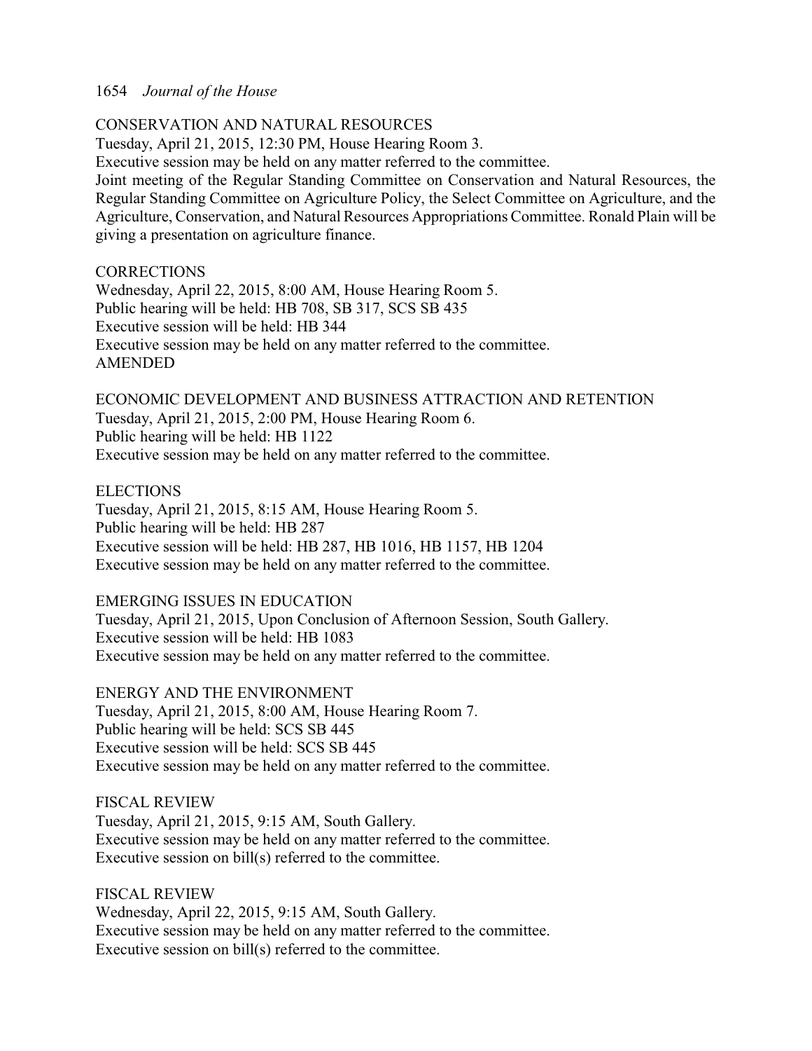CONSERVATION AND NATURAL RESOURCES
Tuesday, April 21, 2015, 12:30 PM, House Hearing Room 3.
Executive session may be held on any matter referred to the committee.
Joint meeting of the Regular Standing Committee on Conservation and Natural Resources, the Regular Standing Committee on Agriculture Policy, the Select Committee on Agriculture, and the Agriculture, Conservation, and Natural Resources Appropriations Committee. Ronald Plain will be giving a presentation on agriculture finance.

CORRECTIONS
Wednesday, April 22, 2015, 8:00 AM, House Hearing Room 5.
Public hearing will be held: HB 708, SB 317, SCS SB 435
Executive session will be held: HB 344
Executive session may be held on any matter referred to the committee.
AMENDED

ECONOMIC DEVELOPMENT AND BUSINESS ATTRACTION AND RETENTION
Tuesday, April 21, 2015, 2:00 PM, House Hearing Room 6.
Public hearing will be held: HB 1122
Executive session may be held on any matter referred to the committee.

ELECTIONS
Tuesday, April 21, 2015, 8:15 AM, House Hearing Room 5.
Public hearing will be held: HB 287
Executive session will be held: HB 287, HB 1016, HB 1157, HB 1204
Executive session may be held on any matter referred to the committee.

EMERGING ISSUES IN EDUCATION
Tuesday, April 21, 2015, Upon Conclusion of Afternoon Session, South Gallery.
Executive session will be held: HB 1083
Executive session may be held on any matter referred to the committee.

ENERGY AND THE ENVIRONMENT
Tuesday, April 21, 2015, 8:00 AM, House Hearing Room 7.
Public hearing will be held: SCS SB 445
Executive session will be held: SCS SB 445
Executive session may be held on any matter referred to the committee.

FISCAL REVIEW
Tuesday, April 21, 2015, 9:15 AM, South Gallery.
Executive session may be held on any matter referred to the committee.
Executive session on bill(s) referred to the committee.

FISCAL REVIEW
Wednesday, April 22, 2015, 9:15 AM, South Gallery.
Executive session may be held on any matter referred to the committee.
Executive session on bill(s) referred to the committee.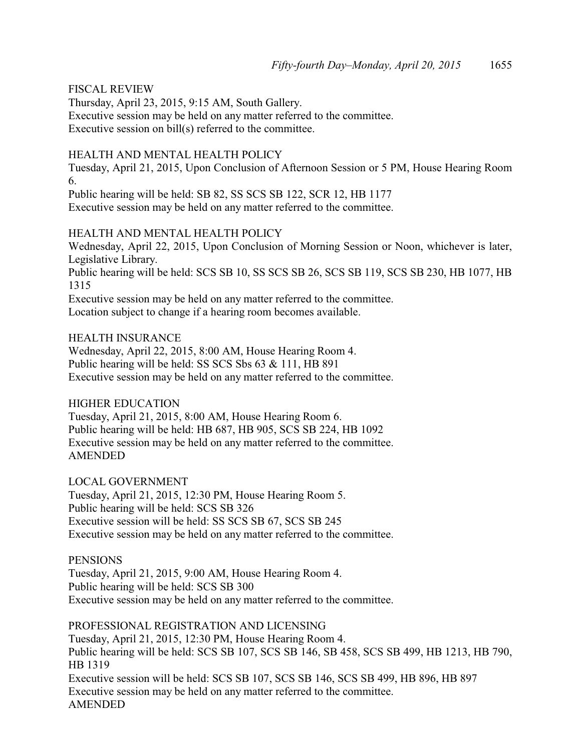FISCAL REVIEW
Thursday, April 23, 2015, 9:15 AM, South Gallery.
Executive session may be held on any matter referred to the committee.
Executive session on bill(s) referred to the committee.

HEALTH AND MENTAL HEALTH POLICY
Tuesday, April 21, 2015, Upon Conclusion of Afternoon Session or 5 PM, House Hearing Room 6.
Public hearing will be held: SB 82, SS SCS SB 122, SCR 12, HB 1177
Executive session may be held on any matter referred to the committee.

HEALTH AND MENTAL HEALTH POLICY
Wednesday, April 22, 2015, Upon Conclusion of Morning Session or Noon, whichever is later, Legislative Library.
Public hearing will be held: SCS SB 10, SS SCS SB 26, SCS SB 119, SCS SB 230, HB 1077, HB 1315
Executive session may be held on any matter referred to the committee.
Location subject to change if a hearing room becomes available.

HEALTH INSURANCE
Wednesday, April 22, 2015, 8:00 AM, House Hearing Room 4.
Public hearing will be held: SS SCS Sbs 63 & 111, HB 891
Executive session may be held on any matter referred to the committee.

HIGHER EDUCATION
Tuesday, April 21, 2015, 8:00 AM, House Hearing Room 6.
Public hearing will be held: HB 687, HB 905, SCS SB 224, HB 1092
Executive session may be held on any matter referred to the committee.
AMENDED

LOCAL GOVERNMENT
Tuesday, April 21, 2015, 12:30 PM, House Hearing Room 5.
Public hearing will be held: SCS SB 326
Executive session will be held: SS SCS SB 67, SCS SB 245
Executive session may be held on any matter referred to the committee.

PENSIONS
Tuesday, April 21, 2015, 9:00 AM, House Hearing Room 4.
Public hearing will be held: SCS SB 300
Executive session may be held on any matter referred to the committee.

PROFESSIONAL REGISTRATION AND LICENSING
Tuesday, April 21, 2015, 12:30 PM, House Hearing Room 4.
Public hearing will be held: SCS SB 107, SCS SB 146, SB 458, SCS SB 499, HB 1213, HB 790, HB 1319
Executive session will be held: SCS SB 107, SCS SB 146, SCS SB 499, HB 896, HB 897
Executive session may be held on any matter referred to the committee.
AMENDED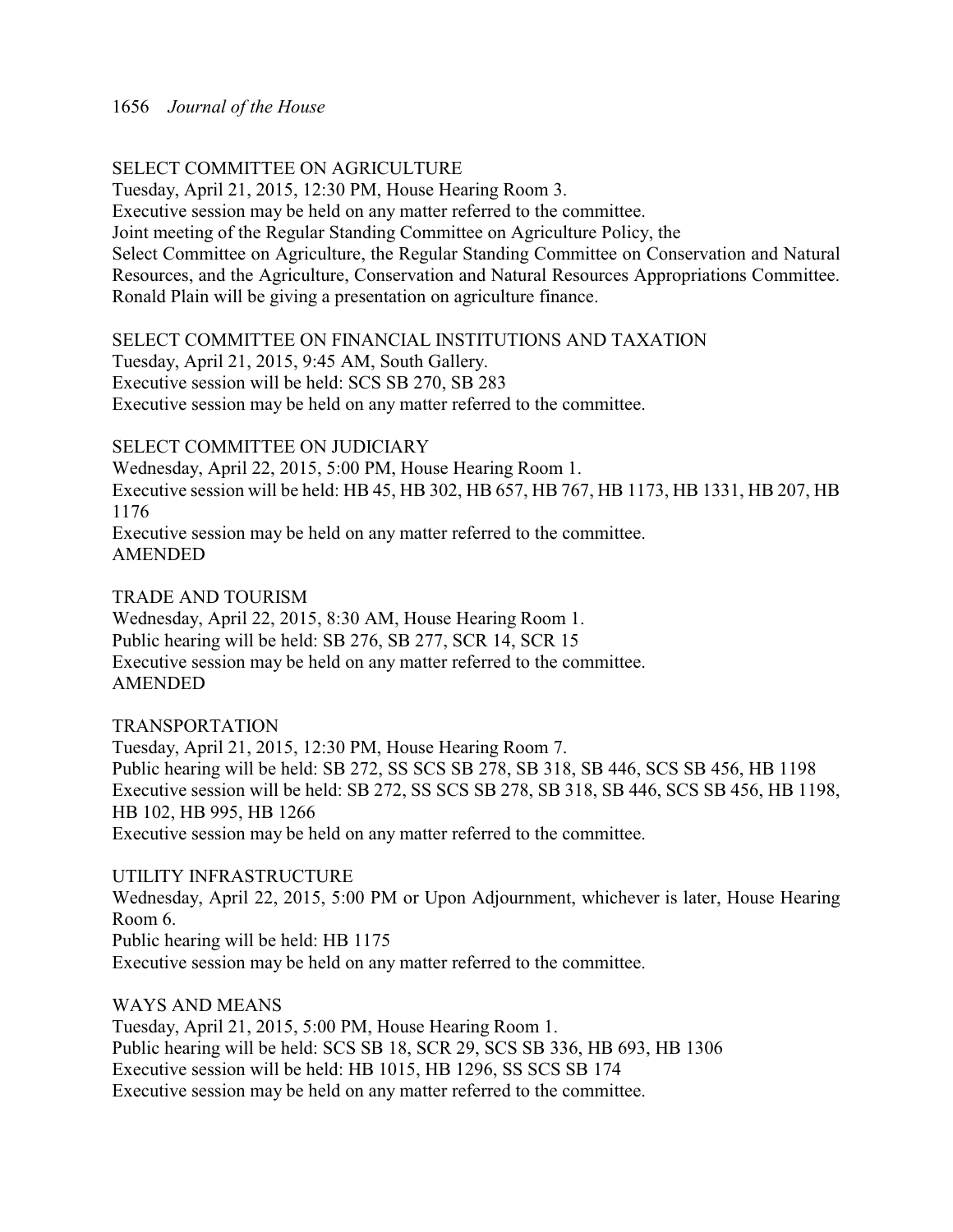SELECT COMMITTEE ON AGRICULTURE
Tuesday, April 21, 2015, 12:30 PM, House Hearing Room 3.
Executive session may be held on any matter referred to the committee.
Joint meeting of the Regular Standing Committee on Agriculture Policy, the Select Committee on Agriculture, the Regular Standing Committee on Conservation and Natural Resources, and the Agriculture, Conservation and Natural Resources Appropriations Committee.
Ronald Plain will be giving a presentation on agriculture finance.

SELECT COMMITTEE ON FINANCIAL INSTITUTIONS AND TAXATION
Tuesday, April 21, 2015, 9:45 AM, South Gallery.
Executive session will be held: SCS SB 270, SB 283
Executive session may be held on any matter referred to the committee.

SELECT COMMITTEE ON JUDICIARY
Wednesday, April 22, 2015, 5:00 PM, House Hearing Room 1.
Executive session will be held: HB 45, HB 302, HB 657, HB 767, HB 1173, HB 1331, HB 207, HB 1176
Executive session may be held on any matter referred to the committee.
AMENDED

TRADE AND TOURISM
Wednesday, April 22, 2015, 8:30 AM, House Hearing Room 1.
Public hearing will be held: SB 276, SB 277, SCR 14, SCR 15
Executive session may be held on any matter referred to the committee.
AMENDED

TRANSPORTATION
Tuesday, April 21, 2015, 12:30 PM, House Hearing Room 7.
Public hearing will be held: SB 272, SS SCS SB 278, SB 318, SB 446, SCS SB 456, HB 1198
Executive session will be held: SB 272, SS SCS SB 278, SB 318, SB 446, SCS SB 456, HB 1198, HB 102, HB 995, HB 1266
Executive session may be held on any matter referred to the committee.

UTILITY INFRASTRUCTURE
Wednesday, April 22, 2015, 5:00 PM or Upon Adjournment, whichever is later, House Hearing Room 6.
Public hearing will be held: HB 1175
Executive session may be held on any matter referred to the committee.

WAYS AND MEANS
Tuesday, April 21, 2015, 5:00 PM, House Hearing Room 1.
Public hearing will be held: SCS SB 18, SCR 29, SCS SB 336, HB 693, HB 1306
Executive session will be held: HB 1015, HB 1296, SS SCS SB 174
Executive session may be held on any matter referred to the committee.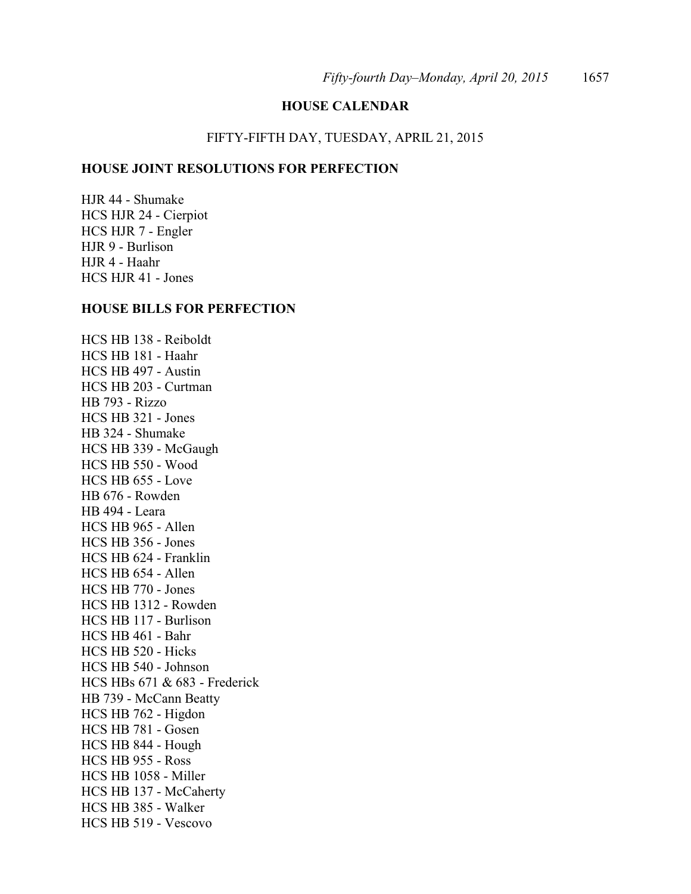## HOUSE CALENDAR

FIFTY-FIFTH DAY, TUESDAY, APRIL 21, 2015

### HOUSE JOINT RESOLUTIONS FOR PERFECTION

HJR 44 - Shumake
HCS HJR 24 - Cierpiot
HCS HJR 7 - Engler
HJR 9 - Burlison
HJR 4 - Haahr
HCS HJR 41 - Jones

### HOUSE BILLS FOR PERFECTION

HCS HB 138 - Reiboldt
HCS HB 181 - Haahr
HCS HB 497 - Austin
HCS HB 203 - Curtman
HB 793 - Rizzo
HCS HB 321 - Jones
HB 324 - Shumake
HCS HB 339 - McGaugh
HCS HB 550 - Wood
HCS HB 655 - Love
HB 676 - Rowden
HB 494 - Leara
HCS HB 965 - Allen
HCS HB 356 - Jones
HCS HB 624 - Franklin
HCS HB 654 - Allen
HCS HB 770 - Jones
HCS HB 1312 - Rowden
HCS HB 117 - Burlison
HCS HB 461 - Bahr
HCS HB 520 - Hicks
HCS HB 540 - Johnson
HCS HBs 671 & 683 - Frederick
HB 739 - McCann Beatty
HCS HB 762 - Higdon
HCS HB 781 - Gosen
HCS HB 844 - Hough
HCS HB 955 - Ross
HCS HB 1058 - Miller
HCS HB 137 - McCaherty
HCS HB 385 - Walker
HCS HB 519 - Vescovo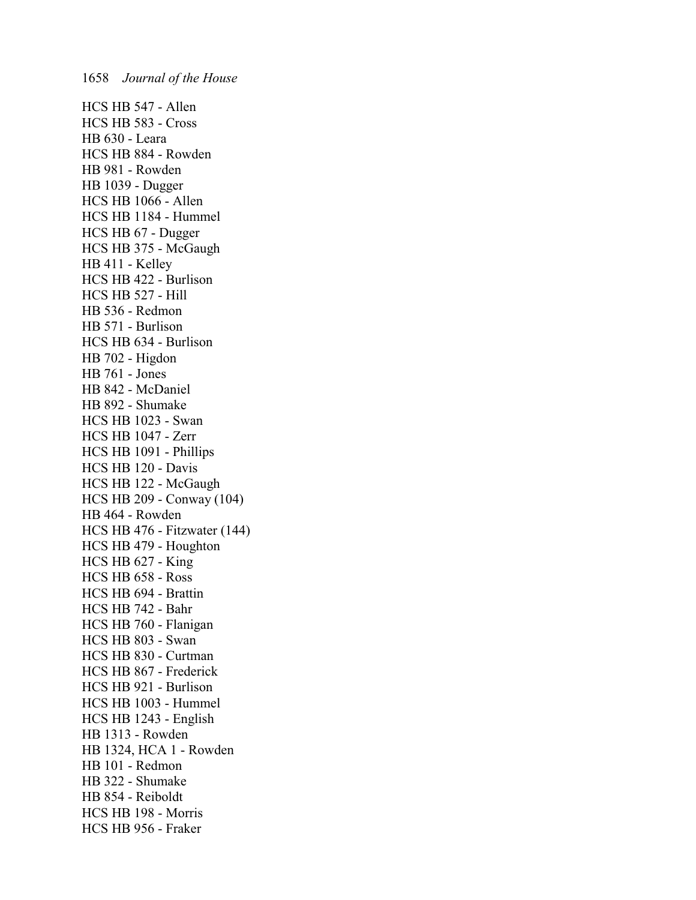HCS HB 547 - Allen
HCS HB 583 - Cross
HB 630 - Leara
HCS HB 884 - Rowden
HB 981 - Rowden
HB 1039 - Dugger
HCS HB 1066 - Allen
HCS HB 1184 - Hummel
HCS HB 67 - Dugger
HCS HB 375 - McGaugh
HB 411 - Kelley
HCS HB 422 - Burlison
HCS HB 527 - Hill
HB 536 - Redmon
HB 571 - Burlison
HCS HB 634 - Burlison
HB 702 - Higdon
HB 761 - Jones
HB 842 - McDaniel
HB 892 - Shumake
HCS HB 1023 - Swan
HCS HB 1047 - Zerr
HCS HB 1091 - Phillips
HCS HB 120 - Davis
HCS HB 122 - McGaugh
HCS HB 209 - Conway (104)
HB 464 - Rowden
HCS HB 476 - Fitzwater (144)
HCS HB 479 - Houghton
HCS HB 627 - King
HCS HB 658 - Ross
HCS HB 694 - Brattin
HCS HB 742 - Bahr
HCS HB 760 - Flanigan
HCS HB 803 - Swan
HCS HB 830 - Curtman
HCS HB 867 - Frederick
HCS HB 921 - Burlison
HCS HB 1003 - Hummel
HCS HB 1243 - English
HB 1313 - Rowden
HB 1324, HCA 1 - Rowden
HB 101 - Redmon
HB 322 - Shumake
HB 854 - Reiboldt
HCS HB 198 - Morris
HCS HB 956 - Fraker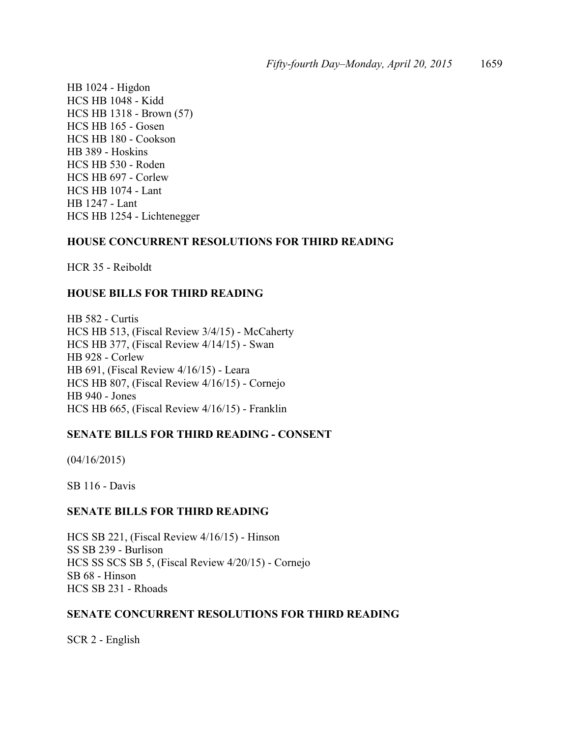HB 1024 - Higdon
HCS HB 1048 - Kidd
HCS HB 1318 - Brown (57)
HCS HB 165 - Gosen
HCS HB 180 - Cookson
HB 389 - Hoskins
HCS HB 530 - Roden
HCS HB 697 - Corlew
HCS HB 1074 - Lant
HB 1247 - Lant
HCS HB 1254 - Lichtenegger

**HOUSE CONCURRENT RESOLUTIONS FOR THIRD READING**

HCR 35 - Reiboldt

**HOUSE BILLS FOR THIRD READING**

HB 582 - Curtis
HCS HB 513, (Fiscal Review 3/4/15) - McCaherty
HCS HB 377, (Fiscal Review 4/14/15) - Swan
HB 928 - Corlew
HB 691, (Fiscal Review 4/16/15) - Leara
HCS HB 807, (Fiscal Review 4/16/15) - Cornejo
HB 940 - Jones
HCS HB 665, (Fiscal Review 4/16/15) - Franklin

**SENATE BILLS FOR THIRD READING - CONSENT**

(04/16/2015)

SB 116 - Davis

**SENATE BILLS FOR THIRD READING**

HCS SB 221, (Fiscal Review 4/16/15) - Hinson
SS SB 239 - Burlison
HCS SS SCS SB 5, (Fiscal Review 4/20/15) - Cornejo
SB 68 - Hinson
HCS SB 231 - Rhoads

**SENATE CONCURRENT RESOLUTIONS FOR THIRD READING**

SCR 2 - English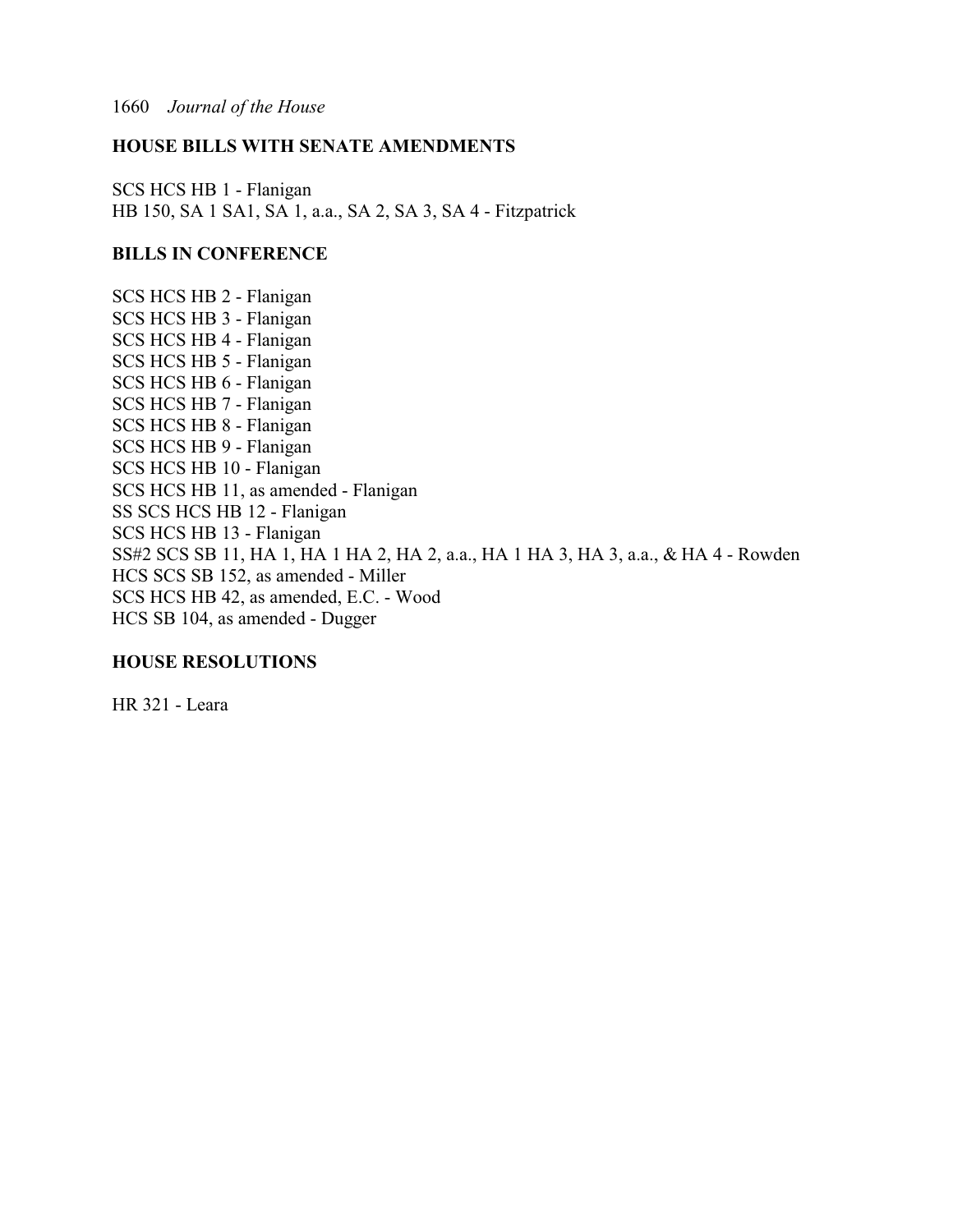## HOUSE BILLS WITH SENATE AMENDMENTS

SCS HCS HB 1 - Flanigan
HB 150, SA 1 SA1, SA 1, a.a., SA 2, SA 3, SA 4 - Fitzpatrick

## BILLS IN CONFERENCE

SCS HCS HB 2 - Flanigan
SCS HCS HB 3 - Flanigan
SCS HCS HB 4 - Flanigan
SCS HCS HB 5 - Flanigan
SCS HCS HB 6 - Flanigan
SCS HCS HB 7 - Flanigan
SCS HCS HB 8 - Flanigan
SCS HCS HB 9 - Flanigan
SCS HCS HB 10 - Flanigan
SCS HCS HB 11, as amended - Flanigan
SS SCS HCS HB 12 - Flanigan
SCS HCS HB 13 - Flanigan
SS#2 SCS SB 11, HA 1, HA 1 HA 2, HA 2, a.a., HA 1 HA 3, HA 3, a.a., & HA 4 - Rowden
HCS SCS SB 152, as amended - Miller
SCS HCS HB 42, as amended, E.C. - Wood
HCS SB 104, as amended - Dugger

## HOUSE RESOLUTIONS

HR 321 - Leara